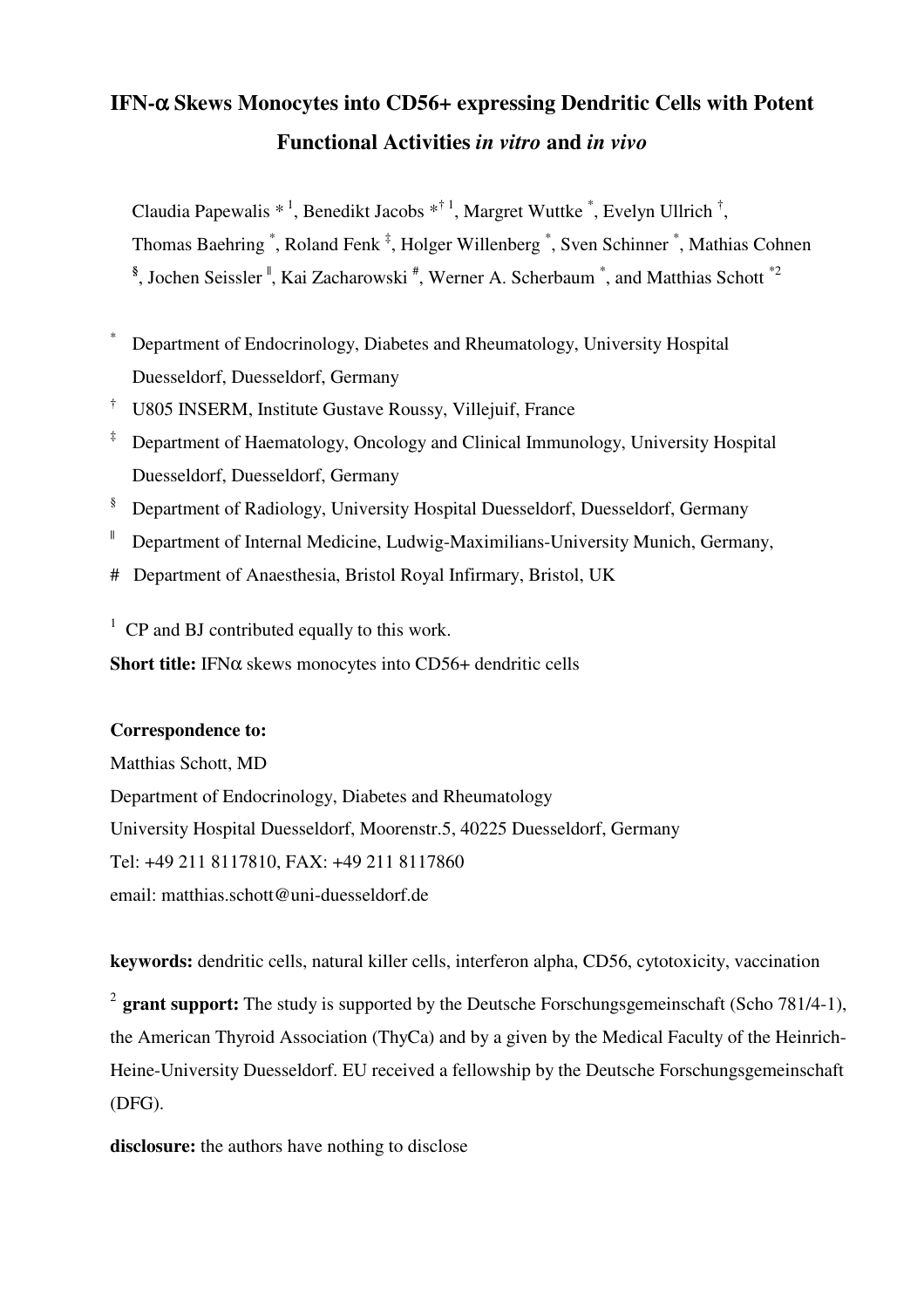# IFN-α Skews Monocytes into CD56+ expressing Dendritic Cells with Potent Functional Activities *in vitro* and *in vivo*

Claudia Papewalis [*,1], Benedikt Jacobs [*,†,1], Margret Wuttke [*], Evelyn Ullrich [†], Thomas Baehring [*], Roland Fenk [‡], Holger Willenberg [*], Sven Schinner [*], Mathias Cohnen [§], Jochen Seissler [‖], Kai Zacharowski [#], Werner A. Scherbaum [*], and Matthias Schott [*,2]

[*] Department of Endocrinology, Diabetes and Rheumatology, University Hospital Duesseldorf, Duesseldorf, Germany

[†] U805 INSERM, Institute Gustave Roussy, Villejuif, France

[‡] Department of Haematology, Oncology and Clinical Immunology, University Hospital Duesseldorf, Duesseldorf, Germany

[§] Department of Radiology, University Hospital Duesseldorf, Duesseldorf, Germany

[‖] Department of Internal Medicine, Ludwig-Maximilians-University Munich, Germany,

[#] Department of Anaesthesia, Bristol Royal Infirmary, Bristol, UK

[1] CP and BJ contributed equally to this work.

**Short title:** IFNα skews monocytes into CD56+ dendritic cells

**Correspondence to:**

Matthias Schott, MD

Department of Endocrinology, Diabetes and Rheumatology

University Hospital Duesseldorf, Moorenstr.5, 40225 Duesseldorf, Germany

Tel: +49 211 8117810, FAX: +49 211 8117860

email: matthias.schott@uni-duesseldorf.de

**keywords:** dendritic cells, natural killer cells, interferon alpha, CD56, cytotoxicity, vaccination

[2] **grant support:** The study is supported by the Deutsche Forschungsgemeinschaft (Scho 781/4-1), the American Thyroid Association (ThyCa) and by a given by the Medical Faculty of the Heinrich-Heine-University Duesseldorf. EU received a fellowship by the Deutsche Forschungsgemeinschaft (DFG).

**disclosure:** the authors have nothing to disclose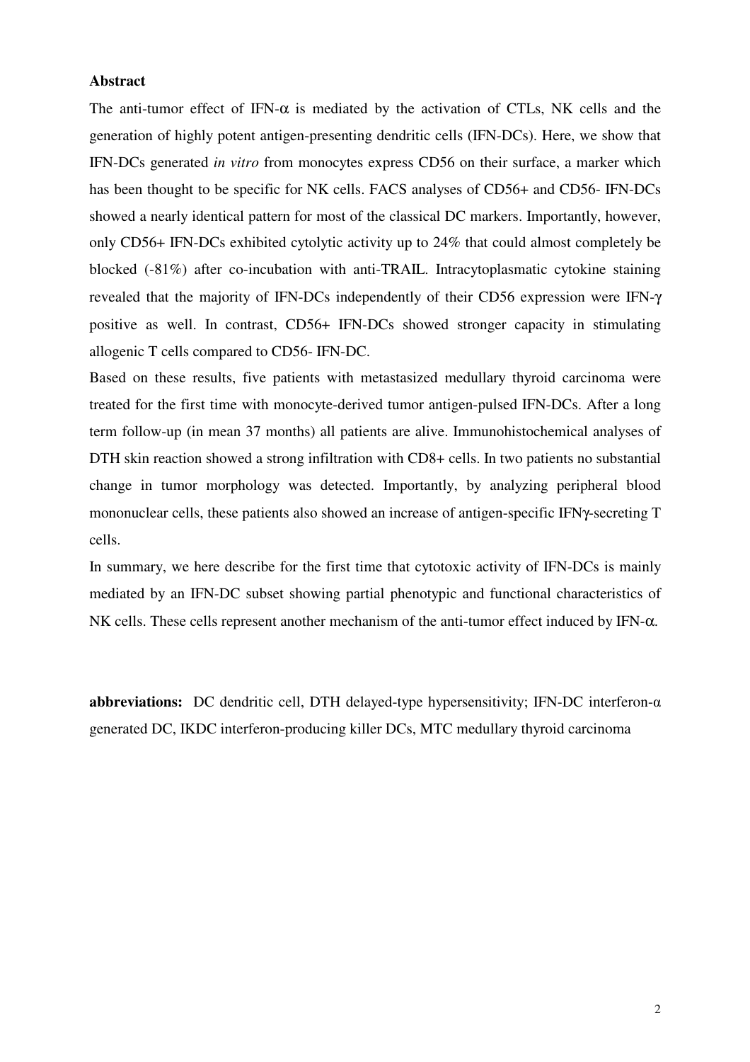**Abstract**

The anti-tumor effect of IFN-$\alpha$ is mediated by the activation of CTLs, NK cells and the generation of highly potent antigen-presenting dendritic cells (IFN-DCs). Here, we show that IFN-DCs generated *in vitro* from monocytes express CD56 on their surface, a marker which has been thought to be specific for NK cells. FACS analyses of CD56+ and CD56- IFN-DCs showed a nearly identical pattern for most of the classical DC markers. Importantly, however, only CD56+ IFN-DCs exhibited cytolytic activity up to 24% that could almost completely be blocked (-81%) after co-incubation with anti-TRAIL. Intracytoplasmatic cytokine staining revealed that the majority of IFN-DCs independently of their CD56 expression were IFN-$\gamma$ positive as well. In contrast, CD56+ IFN-DCs showed stronger capacity in stimulating allogenic T cells compared to CD56- IFN-DC.

Based on these results, five patients with metastasized medullary thyroid carcinoma were treated for the first time with monocyte-derived tumor antigen-pulsed IFN-DCs. After a long term follow-up (in mean 37 months) all patients are alive. Immunohistochemical analyses of DTH skin reaction showed a strong infiltration with CD8+ cells. In two patients no substantial change in tumor morphology was detected. Importantly, by analyzing peripheral blood mononuclear cells, these patients also showed an increase of antigen-specific IFN$\gamma$-secreting T cells.

In summary, we here describe for the first time that cytotoxic activity of IFN-DCs is mainly mediated by an IFN-DC subset showing partial phenotypic and functional characteristics of NK cells. These cells represent another mechanism of the anti-tumor effect induced by IFN-$\alpha$.

**abbreviations:** DC dendritic cell, DTH delayed-type hypersensitivity; IFN-DC interferon-$\alpha$ generated DC, IKDC interferon-producing killer DCs, MTC medullary thyroid carcinoma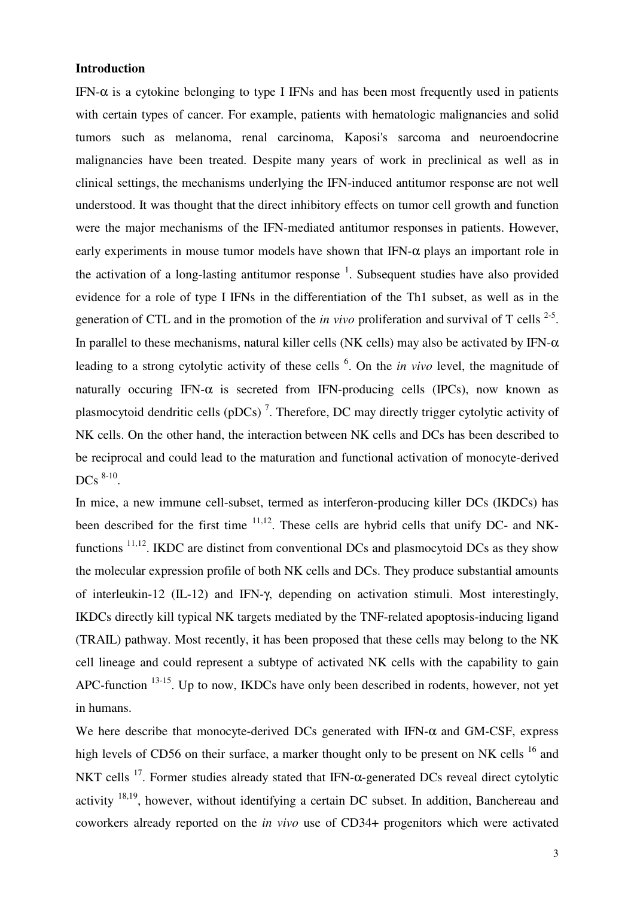## Introduction

IFN-α is a cytokine belonging to type I IFNs and has been most frequently used in patients with certain types of cancer. For example, patients with hematologic malignancies and solid tumors such as melanoma, renal carcinoma, Kaposi's sarcoma and neuroendocrine malignancies have been treated. Despite many years of work in preclinical as well as in clinical settings, the mechanisms underlying the IFN-induced antitumor response are not well understood. It was thought that the direct inhibitory effects on tumor cell growth and function were the major mechanisms of the IFN-mediated antitumor responses in patients. However, early experiments in mouse tumor models have shown that IFN-α plays an important role in the activation of a long-lasting antitumor response [1]. Subsequent studies have also provided evidence for a role of type I IFNs in the differentiation of the Th1 subset, as well as in the generation of CTL and in the promotion of the *in vivo* proliferation and survival of T cells [2-5]. In parallel to these mechanisms, natural killer cells (NK cells) may also be activated by IFN-α leading to a strong cytolytic activity of these cells [6]. On the *in vivo* level, the magnitude of naturally occuring IFN-α is secreted from IFN-producing cells (IPCs), now known as plasmocytoid dendritic cells (pDCs) [7]. Therefore, DC may directly trigger cytolytic activity of NK cells. On the other hand, the interaction between NK cells and DCs has been described to be reciprocal and could lead to the maturation and functional activation of monocyte-derived DCs [8-10].

In mice, a new immune cell-subset, termed as interferon-producing killer DCs (IKDCs) has been described for the first time [11,12]. These cells are hybrid cells that unify DC- and NK-functions [11,12]. IKDC are distinct from conventional DCs and plasmocytoid DCs as they show the molecular expression profile of both NK cells and DCs. They produce substantial amounts of interleukin-12 (IL-12) and IFN-γ, depending on activation stimuli. Most interestingly, IKDCs directly kill typical NK targets mediated by the TNF-related apoptosis-inducing ligand (TRAIL) pathway. Most recently, it has been proposed that these cells may belong to the NK cell lineage and could represent a subtype of activated NK cells with the capability to gain APC-function [13-15]. Up to now, IKDCs have only been described in rodents, however, not yet in humans.

We here describe that monocyte-derived DCs generated with IFN-α and GM-CSF, express high levels of CD56 on their surface, a marker thought only to be present on NK cells [16] and NKT cells [17]. Former studies already stated that IFN-α-generated DCs reveal direct cytolytic activity [18,19], however, without identifying a certain DC subset. In addition, Banchereau and coworkers already reported on the *in vivo* use of CD34+ progenitors which were activated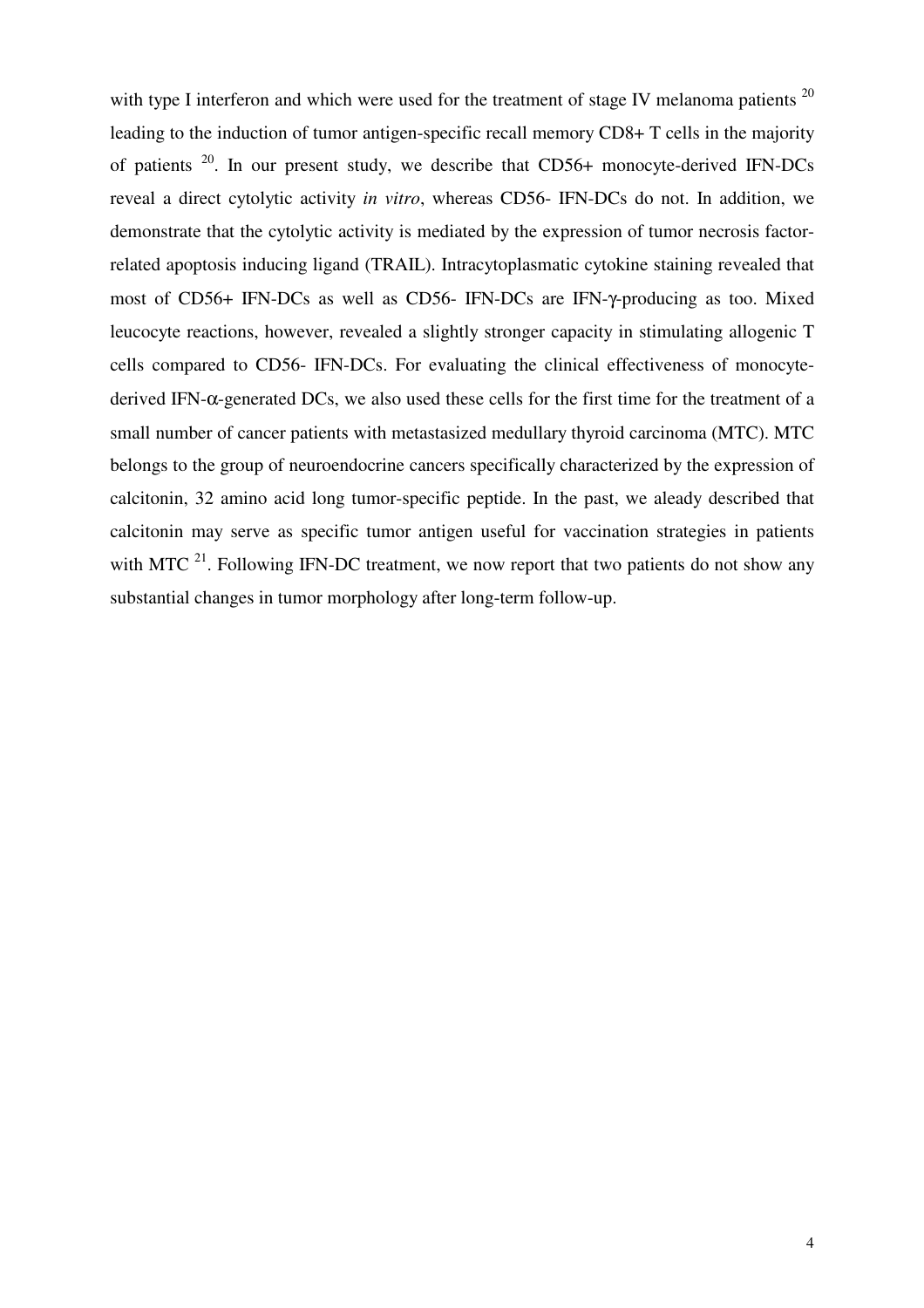with type I interferon and which were used for the treatment of stage IV melanoma patients [20] leading to the induction of tumor antigen-specific recall memory CD8+ T cells in the majority of patients [20]. In our present study, we describe that CD56+ monocyte-derived IFN-DCs reveal a direct cytolytic activity *in vitro*, whereas CD56- IFN-DCs do not. In addition, we demonstrate that the cytolytic activity is mediated by the expression of tumor necrosis factor-related apoptosis inducing ligand (TRAIL). Intracytoplasmatic cytokine staining revealed that most of CD56+ IFN-DCs as well as CD56- IFN-DCs are IFN-$\gamma$-producing as too. Mixed leucocyte reactions, however, revealed a slightly stronger capacity in stimulating allogenic T cells compared to CD56- IFN-DCs. For evaluating the clinical effectiveness of monocyte-derived IFN-$\alpha$-generated DCs, we also used these cells for the first time for the treatment of a small number of cancer patients with metastasized medullary thyroid carcinoma (MTC). MTC belongs to the group of neuroendocrine cancers specifically characterized by the expression of calcitonin, 32 amino acid long tumor-specific peptide. In the past, we aleady described that calcitonin may serve as specific tumor antigen useful for vaccination strategies in patients with MTC [21]. Following IFN-DC treatment, we now report that two patients do not show any substantial changes in tumor morphology after long-term follow-up.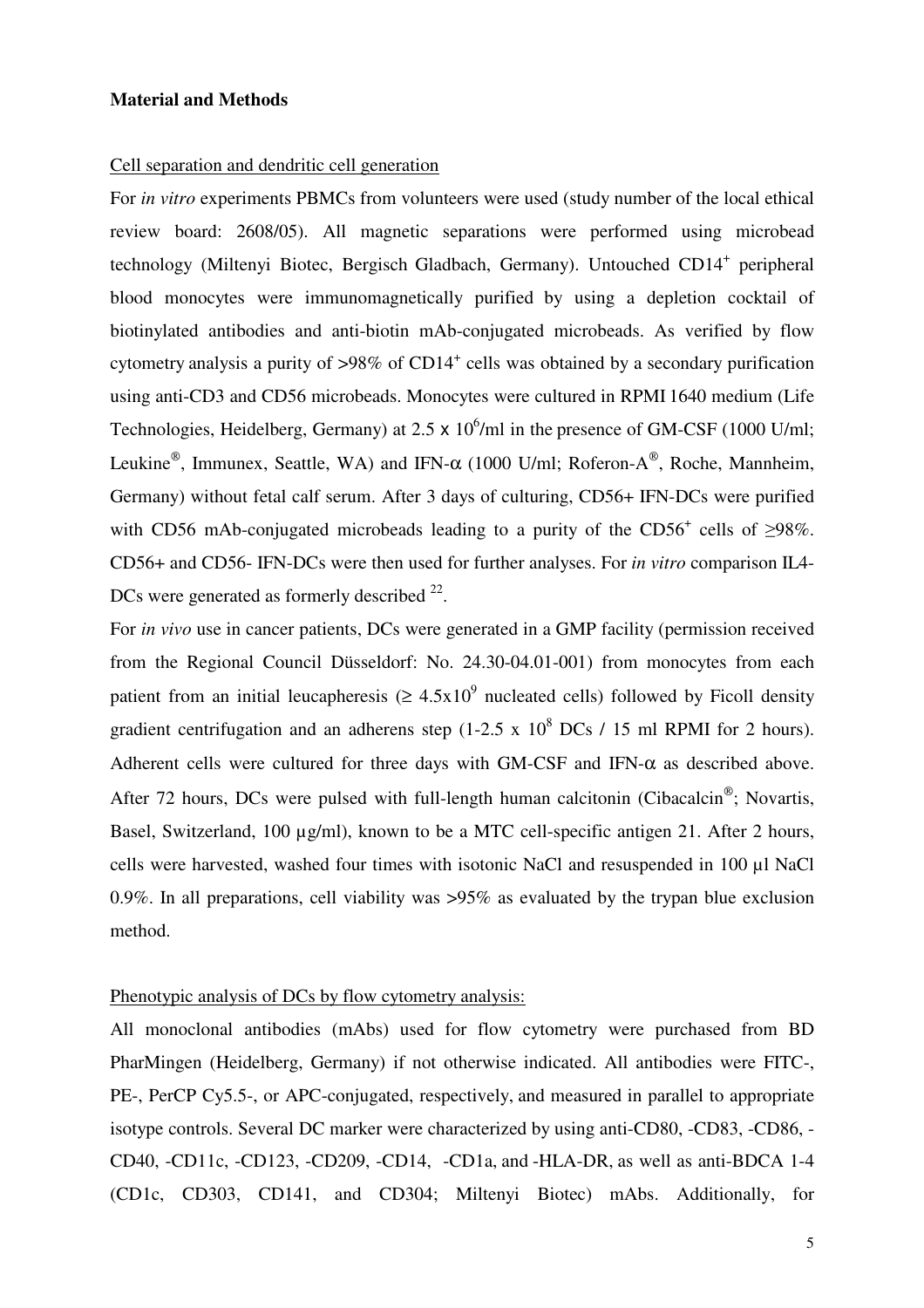**Material and Methods**

Cell separation and dendritic cell generation

For *in vitro* experiments PBMCs from volunteers were used (study number of the local ethical review board: 2608/05). All magnetic separations were performed using microbead technology (Miltenyi Biotec, Bergisch Gladbach, Germany). Untouched $CD14^+$ peripheral blood monocytes were immunomagnetically purified by using a depletion cocktail of biotinylated antibodies and anti-biotin mAb-conjugated microbeads. As verified by flow cytometry analysis a purity of >98% of $CD14^+$ cells was obtained by a secondary purification using anti-CD3 and CD56 microbeads. Monocytes were cultured in RPMI 1640 medium (Life Technologies, Heidelberg, Germany) at $2.5 \times 10^6$/ml in the presence of GM-CSF (1000 U/ml; Leukine®, Immunex, Seattle, WA) and IFN-α (1000 U/ml; Roferon-A®, Roche, Mannheim, Germany) without fetal calf serum. After 3 days of culturing, CD56+ IFN-DCs were purified with CD56 mAb-conjugated microbeads leading to a purity of the $CD56^+$ cells of ≥98%. CD56+ and CD56- IFN-DCs were then used for further analyses. For *in vitro* comparison IL4-DCs were generated as formerly described [22].

For *in vivo* use in cancer patients, DCs were generated in a GMP facility (permission received from the Regional Council Düsseldorf: No. 24.30-04.01-001) from monocytes from each patient from an initial leucapheresis ($\geq 4.5 \times 10^9$ nucleated cells) followed by Ficoll density gradient centrifugation and an adherens step (1-2.5 x $10^8$ DCs / 15 ml RPMI for 2 hours). Adherent cells were cultured for three days with GM-CSF and IFN-α as described above. After 72 hours, DCs were pulsed with full-length human calcitonin (Cibacalcin®; Novartis, Basel, Switzerland, 100 µg/ml), known to be a MTC cell-specific antigen 21. After 2 hours, cells were harvested, washed four times with isotonic NaCl and resuspended in 100 µl NaCl 0.9%. In all preparations, cell viability was >95% as evaluated by the trypan blue exclusion method.

Phenotypic analysis of DCs by flow cytometry analysis:

All monoclonal antibodies (mAbs) used for flow cytometry were purchased from BD PharMingen (Heidelberg, Germany) if not otherwise indicated. All antibodies were FITC-, PE-, PerCP Cy5.5-, or APC-conjugated, respectively, and measured in parallel to appropriate isotype controls. Several DC marker were characterized by using anti-CD80, -CD83, -CD86, -CD40, -CD11c, -CD123, -CD209, -CD14, -CD1a, and -HLA-DR, as well as anti-BDCA 1-4 (CD1c, CD303, CD141, and CD304; Miltenyi Biotec) mAbs. Additionally, for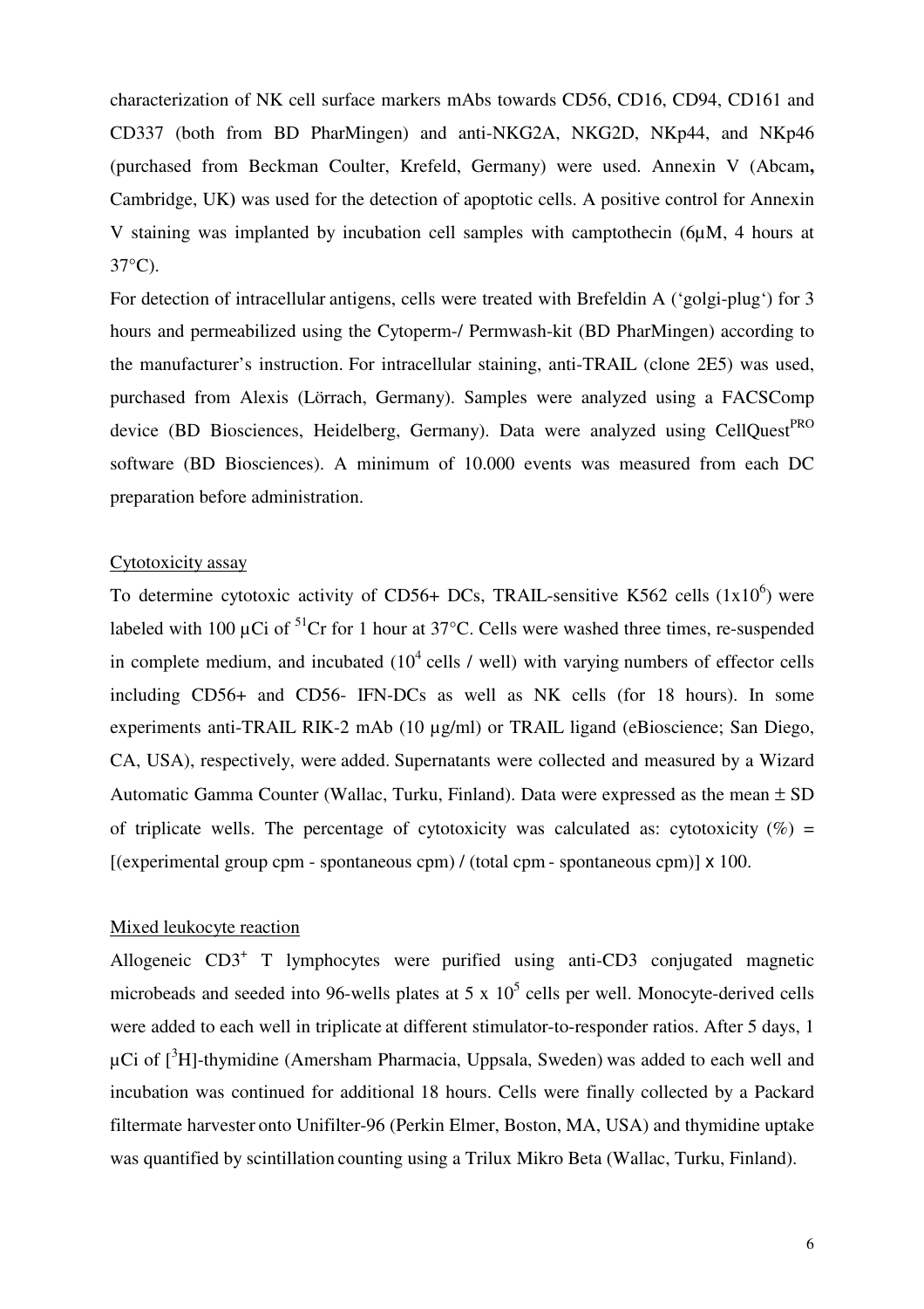characterization of NK cell surface markers mAbs towards CD56, CD16, CD94, CD161 and CD337 (both from BD PharMingen) and anti-NKG2A, NKG2D, NKp44, and NKp46 (purchased from Beckman Coulter, Krefeld, Germany) were used. Annexin V (Abcam**,** Cambridge, UK) was used for the detection of apoptotic cells. A positive control for Annexin V staining was implanted by incubation cell samples with camptothecin (6µM, 4 hours at 37°C).

For detection of intracellular antigens, cells were treated with Brefeldin A ('golgi-plug') for 3 hours and permeabilized using the Cytoperm-/ Permwash-kit (BD PharMingen) according to the manufacturer's instruction. For intracellular staining, anti-TRAIL (clone 2E5) was used, purchased from Alexis (Lörrach, Germany). Samples were analyzed using a FACSComp device (BD Biosciences, Heidelberg, Germany). Data were analyzed using CellQuest$^{PRO}$ software (BD Biosciences). A minimum of 10.000 events was measured from each DC preparation before administration.

## Cytotoxicity assay

To determine cytotoxic activity of CD56+ DCs, TRAIL-sensitive K562 cells ($1x10^6$) were labeled with 100 µCi of $^{51}$Cr for 1 hour at 37°C. Cells were washed three times, re-suspended in complete medium, and incubated ($10^4$ cells / well) with varying numbers of effector cells including CD56+ and CD56- IFN-DCs as well as NK cells (for 18 hours). In some experiments anti-TRAIL RIK-2 mAb (10 µg/ml) or TRAIL ligand (eBioscience; San Diego, CA, USA), respectively, were added. Supernatants were collected and measured by a Wizard Automatic Gamma Counter (Wallac, Turku, Finland). Data were expressed as the mean ± SD of triplicate wells. The percentage of cytotoxicity was calculated as: cytotoxicity (%) = [(experimental group cpm - spontaneous cpm) / (total cpm - spontaneous cpm)] x 100.

## Mixed leukocyte reaction

Allogeneic CD3$^+$ T lymphocytes were purified using anti-CD3 conjugated magnetic microbeads and seeded into 96-wells plates at 5 x $10^5$ cells per well. Monocyte-derived cells were added to each well in triplicate at different stimulator-to-responder ratios. After 5 days, 1 µCi of [$^3$H]-thymidine (Amersham Pharmacia, Uppsala, Sweden) was added to each well and incubation was continued for additional 18 hours. Cells were finally collected by a Packard filtermate harvester onto Unifilter-96 (Perkin Elmer, Boston, MA, USA) and thymidine uptake was quantified by scintillation counting using a Trilux Mikro Beta (Wallac, Turku, Finland).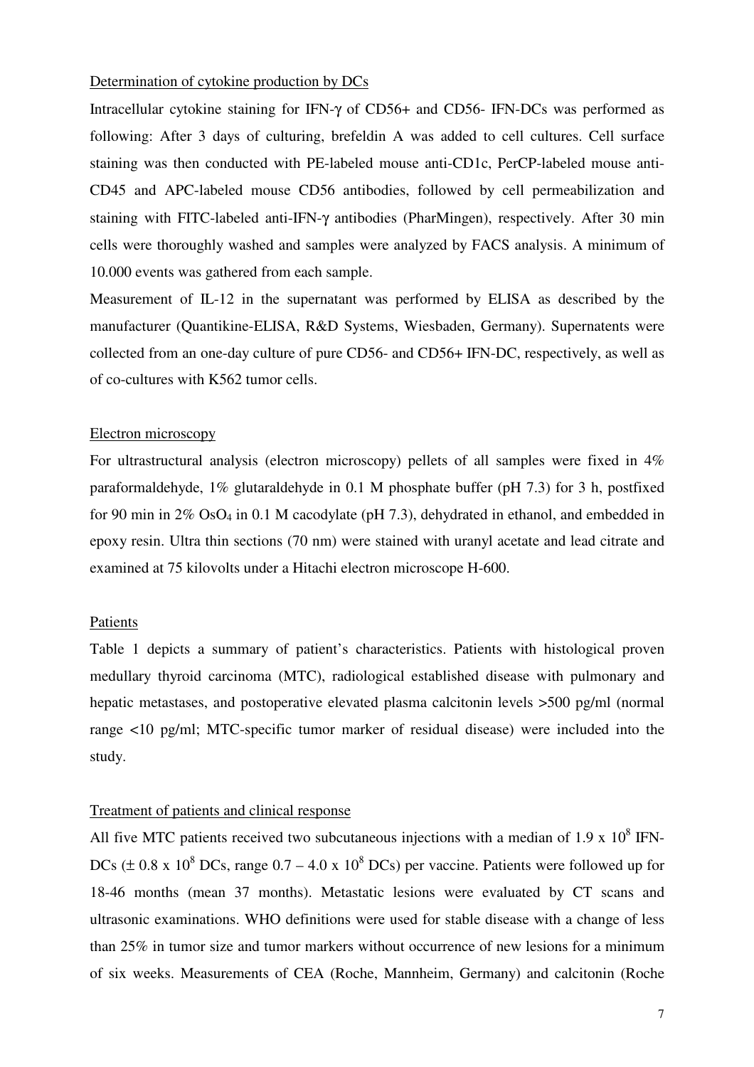Determination of cytokine production by DCs

Intracellular cytokine staining for IFN-γ of CD56+ and CD56- IFN-DCs was performed as following: After 3 days of culturing, brefeldin A was added to cell cultures. Cell surface staining was then conducted with PE-labeled mouse anti-CD1c, PerCP-labeled mouse anti-CD45 and APC-labeled mouse CD56 antibodies, followed by cell permeabilization and staining with FITC-labeled anti-IFN-γ antibodies (PharMingen), respectively. After 30 min cells were thoroughly washed and samples were analyzed by FACS analysis. A minimum of 10.000 events was gathered from each sample.

Measurement of IL-12 in the supernatant was performed by ELISA as described by the manufacturer (Quantikine-ELISA, R&D Systems, Wiesbaden, Germany). Supernatents were collected from an one-day culture of pure CD56- and CD56+ IFN-DC, respectively, as well as of co-cultures with K562 tumor cells.

Electron microscopy

For ultrastructural analysis (electron microscopy) pellets of all samples were fixed in 4% paraformaldehyde, 1% glutaraldehyde in 0.1 M phosphate buffer (pH 7.3) for 3 h, postfixed for 90 min in 2% $OsO_4$ in 0.1 M cacodylate (pH 7.3), dehydrated in ethanol, and embedded in epoxy resin. Ultra thin sections (70 nm) were stained with uranyl acetate and lead citrate and examined at 75 kilovolts under a Hitachi electron microscope H-600.

Patients

Table 1 depicts a summary of patient's characteristics. Patients with histological proven medullary thyroid carcinoma (MTC), radiological established disease with pulmonary and hepatic metastases, and postoperative elevated plasma calcitonin levels >500 pg/ml (normal range <10 pg/ml; MTC-specific tumor marker of residual disease) were included into the study.

Treatment of patients and clinical response

All five MTC patients received two subcutaneous injections with a median of $1.9 \times 10^8$ IFN-DCs ($\pm 0.8 \times 10^8$ DCs, range $0.7 - 4.0 \times 10^8$ DCs) per vaccine. Patients were followed up for 18-46 months (mean 37 months). Metastatic lesions were evaluated by CT scans and ultrasonic examinations. WHO definitions were used for stable disease with a change of less than 25% in tumor size and tumor markers without occurrence of new lesions for a minimum of six weeks. Measurements of CEA (Roche, Mannheim, Germany) and calcitonin (Roche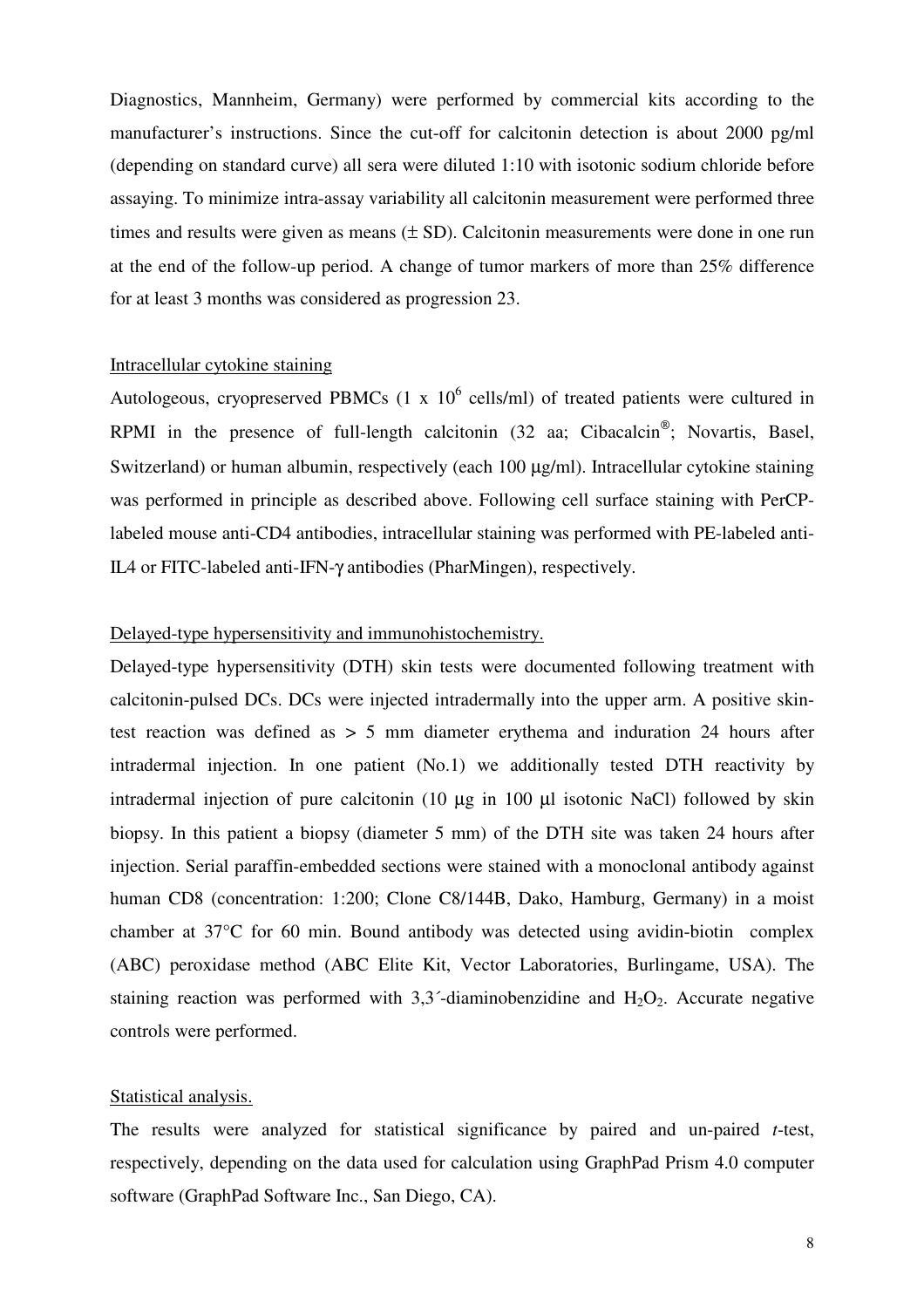Diagnostics, Mannheim, Germany) were performed by commercial kits according to the manufacturer's instructions. Since the cut-off for calcitonin detection is about 2000 pg/ml (depending on standard curve) all sera were diluted 1:10 with isotonic sodium chloride before assaying. To minimize intra-assay variability all calcitonin measurement were performed three times and results were given as means (± SD). Calcitonin measurements were done in one run at the end of the follow-up period. A change of tumor markers of more than 25% difference for at least 3 months was considered as progression 23.

Intracellular cytokine staining

Autologeous, cryopreserved PBMCs (1 x $10^6$ cells/ml) of treated patients were cultured in RPMI in the presence of full-length calcitonin (32 aa; Cibacalcin®; Novartis, Basel, Switzerland) or human albumin, respectively (each 100 µg/ml). Intracellular cytokine staining was performed in principle as described above. Following cell surface staining with PerCP-labeled mouse anti-CD4 antibodies, intracellular staining was performed with PE-labeled anti-IL4 or FITC-labeled anti-IFN-γ antibodies (PharMingen), respectively.

Delayed-type hypersensitivity and immunohistochemistry.

Delayed-type hypersensitivity (DTH) skin tests were documented following treatment with calcitonin-pulsed DCs. DCs were injected intradermally into the upper arm. A positive skin-test reaction was defined as > 5 mm diameter erythema and induration 24 hours after intradermal injection. In one patient (No.1) we additionally tested DTH reactivity by intradermal injection of pure calcitonin (10 µg in 100 µl isotonic NaCl) followed by skin biopsy. In this patient a biopsy (diameter 5 mm) of the DTH site was taken 24 hours after injection. Serial paraffin-embedded sections were stained with a monoclonal antibody against human CD8 (concentration: 1:200; Clone C8/144B, Dako, Hamburg, Germany) in a moist chamber at 37°C for 60 min. Bound antibody was detected using avidin-biotin complex (ABC) peroxidase method (ABC Elite Kit, Vector Laboratories, Burlingame, USA). The staining reaction was performed with 3,3´-diaminobenzidine and $H_2O_2$. Accurate negative controls were performed.

Statistical analysis.

The results were analyzed for statistical significance by paired and un-paired *t*-test, respectively, depending on the data used for calculation using GraphPad Prism 4.0 computer software (GraphPad Software Inc., San Diego, CA).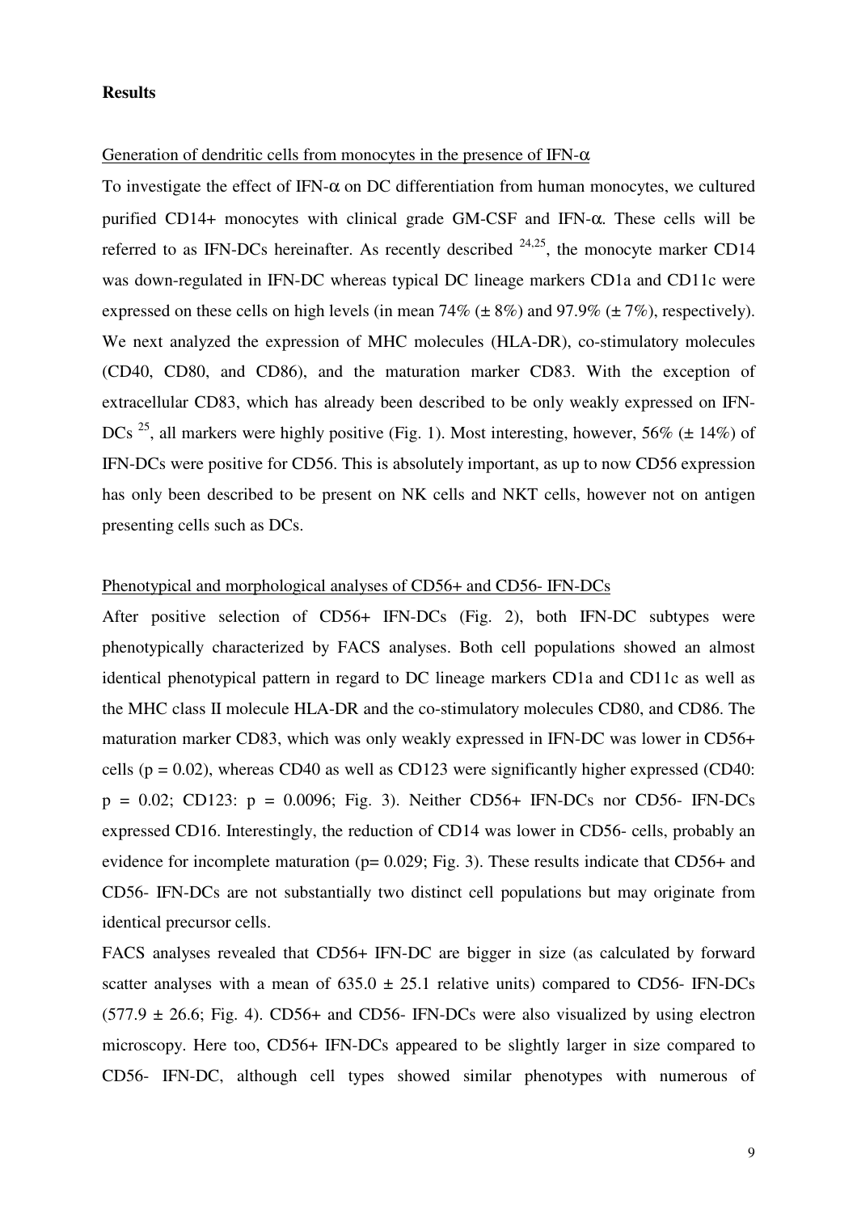## Results

Generation of dendritic cells from monocytes in the presence of IFN-α

To investigate the effect of IFN-α on DC differentiation from human monocytes, we cultured purified CD14+ monocytes with clinical grade GM-CSF and IFN-α. These cells will be referred to as IFN-DCs hereinafter. As recently described [24,25], the monocyte marker CD14 was down-regulated in IFN-DC whereas typical DC lineage markers CD1a and CD11c were expressed on these cells on high levels (in mean 74% (± 8%) and 97.9% (± 7%), respectively). We next analyzed the expression of MHC molecules (HLA-DR), co-stimulatory molecules (CD40, CD80, and CD86), and the maturation marker CD83. With the exception of extracellular CD83, which has already been described to be only weakly expressed on IFN-DCs [25], all markers were highly positive (Fig. 1). Most interesting, however, 56% (± 14%) of IFN-DCs were positive for CD56. This is absolutely important, as up to now CD56 expression has only been described to be present on NK cells and NKT cells, however not on antigen presenting cells such as DCs.

Phenotypical and morphological analyses of CD56+ and CD56- IFN-DCs

After positive selection of CD56+ IFN-DCs (Fig. 2), both IFN-DC subtypes were phenotypically characterized by FACS analyses. Both cell populations showed an almost identical phenotypical pattern in regard to DC lineage markers CD1a and CD11c as well as the MHC class II molecule HLA-DR and the co-stimulatory molecules CD80, and CD86. The maturation marker CD83, which was only weakly expressed in IFN-DC was lower in CD56+ cells ($p = 0.02$), whereas CD40 as well as CD123 were significantly higher expressed (CD40: $p = 0.02$; CD123: $p = 0.0096$; Fig. 3). Neither CD56+ IFN-DCs nor CD56- IFN-DCs expressed CD16. Interestingly, the reduction of CD14 was lower in CD56- cells, probably an evidence for incomplete maturation ($p = 0.029$; Fig. 3). These results indicate that CD56+ and CD56- IFN-DCs are not substantially two distinct cell populations but may originate from identical precursor cells.

FACS analyses revealed that CD56+ IFN-DC are bigger in size (as calculated by forward scatter analyses with a mean of 635.0 ± 25.1 relative units) compared to CD56- IFN-DCs (577.9 ± 26.6; Fig. 4). CD56+ and CD56- IFN-DCs were also visualized by using electron microscopy. Here too, CD56+ IFN-DCs appeared to be slightly larger in size compared to CD56- IFN-DC, although cell types showed similar phenotypes with numerous of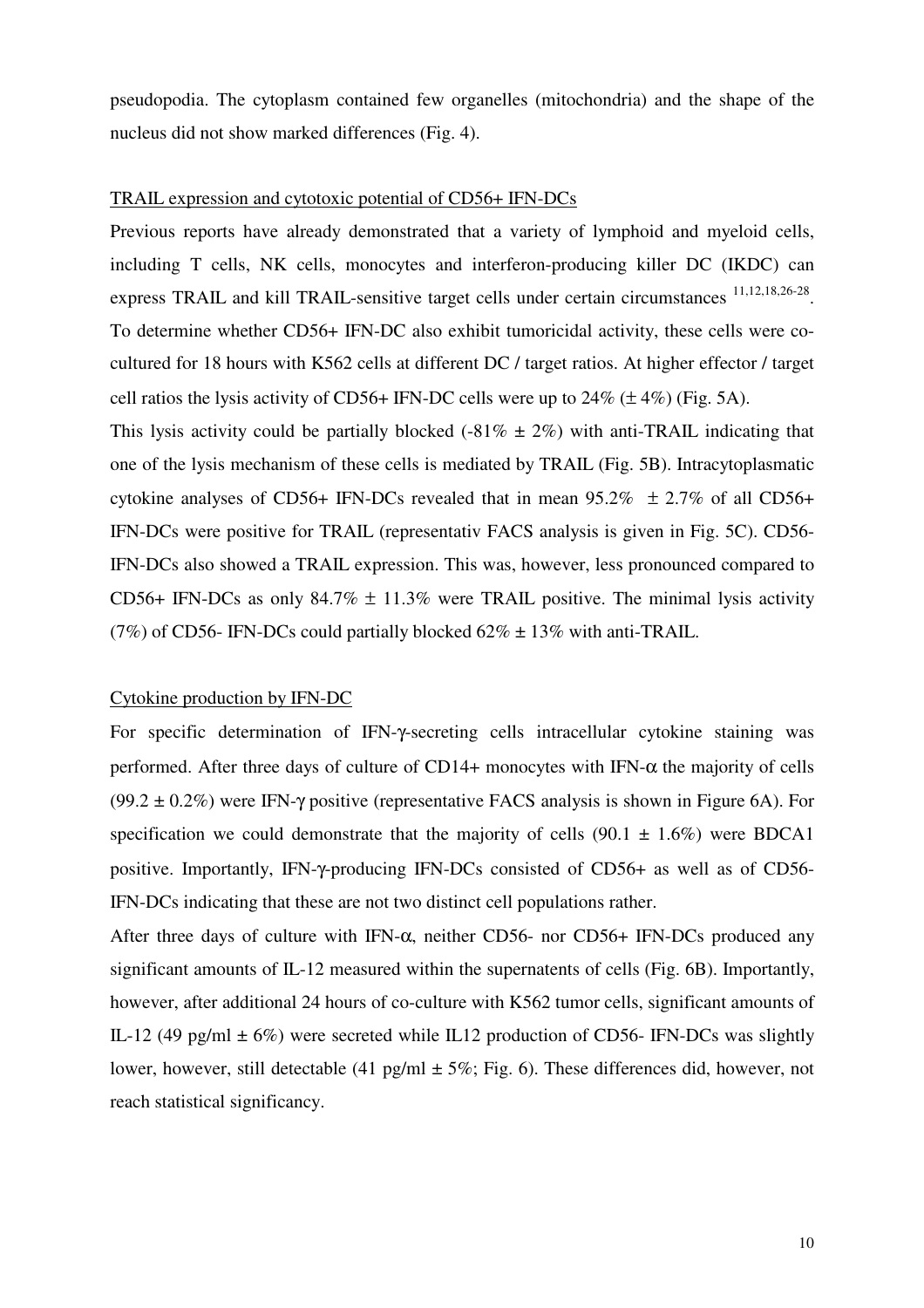pseudopodia. The cytoplasm contained few organelles (mitochondria) and the shape of the nucleus did not show marked differences (Fig. 4).

TRAIL expression and cytotoxic potential of CD56+ IFN-DCs

Previous reports have already demonstrated that a variety of lymphoid and myeloid cells, including T cells, NK cells, monocytes and interferon-producing killer DC (IKDC) can express TRAIL and kill TRAIL-sensitive target cells under certain circumstances [11,12,18,26-28]. To determine whether CD56+ IFN-DC also exhibit tumoricidal activity, these cells were co-cultured for 18 hours with K562 cells at different DC / target ratios. At higher effector / target cell ratios the lysis activity of CD56+ IFN-DC cells were up to 24% (± 4%) (Fig. 5A).

This lysis activity could be partially blocked (-81% ± 2%) with anti-TRAIL indicating that one of the lysis mechanism of these cells is mediated by TRAIL (Fig. 5B). Intracytoplasmatic cytokine analyses of CD56+ IFN-DCs revealed that in mean 95.2% ± 2.7% of all CD56+ IFN-DCs were positive for TRAIL (representativ FACS analysis is given in Fig. 5C). CD56- IFN-DCs also showed a TRAIL expression. This was, however, less pronounced compared to CD56+ IFN-DCs as only 84.7% ± 11.3% were TRAIL positive. The minimal lysis activity (7%) of CD56- IFN-DCs could partially blocked 62% ± 13% with anti-TRAIL.

Cytokine production by IFN-DC

For specific determination of IFN-γ-secreting cells intracellular cytokine staining was performed. After three days of culture of CD14+ monocytes with IFN-α the majority of cells (99.2 ± 0.2%) were IFN-γ positive (representative FACS analysis is shown in Figure 6A). For specification we could demonstrate that the majority of cells (90.1 ± 1.6%) were BDCA1 positive. Importantly, IFN-γ-producing IFN-DCs consisted of CD56+ as well as of CD56- IFN-DCs indicating that these are not two distinct cell populations rather.

After three days of culture with IFN-α, neither CD56- nor CD56+ IFN-DCs produced any significant amounts of IL-12 measured within the supernatents of cells (Fig. 6B). Importantly, however, after additional 24 hours of co-culture with K562 tumor cells, significant amounts of IL-12 (49 pg/ml ± 6%) were secreted while IL12 production of CD56- IFN-DCs was slightly lower, however, still detectable (41 pg/ml ± 5%; Fig. 6). These differences did, however, not reach statistical significancy.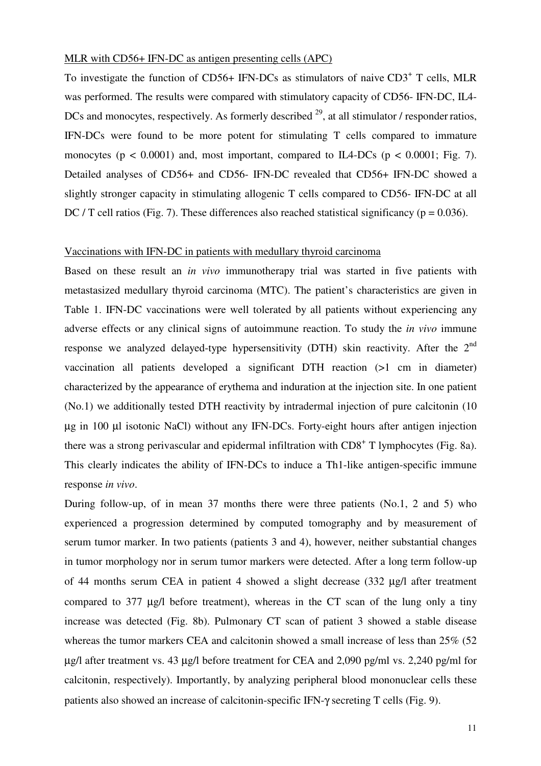MLR with CD56+ IFN-DC as antigen presenting cells (APC)

To investigate the function of CD56+ IFN-DCs as stimulators of naive $CD3^+$ T cells, MLR was performed. The results were compared with stimulatory capacity of CD56- IFN-DC, IL4-DCs and monocytes, respectively. As formerly described [29], at all stimulator / responder ratios, IFN-DCs were found to be more potent for stimulating T cells compared to immature monocytes ($p < 0.0001$) and, most important, compared to IL4-DCs ($p < 0.0001$; Fig. 7). Detailed analyses of CD56+ and CD56- IFN-DC revealed that CD56+ IFN-DC showed a slightly stronger capacity in stimulating allogenic T cells compared to CD56- IFN-DC at all DC / T cell ratios (Fig. 7). These differences also reached statistical significancy ($p = 0.036$).

Vaccinations with IFN-DC in patients with medullary thyroid carcinoma

Based on these result an *in vivo* immunotherapy trial was started in five patients with metastasized medullary thyroid carcinoma (MTC). The patient's characteristics are given in Table 1. IFN-DC vaccinations were well tolerated by all patients without experiencing any adverse effects or any clinical signs of autoimmune reaction. To study the *in vivo* immune response we analyzed delayed-type hypersensitivity (DTH) skin reactivity. After the 2[nd] vaccination all patients developed a significant DTH reaction (>1 cm in diameter) characterized by the appearance of erythema and induration at the injection site. In one patient (No.1) we additionally tested DTH reactivity by intradermal injection of pure calcitonin (10 µg in 100 µl isotonic NaCl) without any IFN-DCs. Forty-eight hours after antigen injection there was a strong perivascular and epidermal infiltration with $CD8^+$ T lymphocytes (Fig. 8a). This clearly indicates the ability of IFN-DCs to induce a Th1-like antigen-specific immune response *in vivo*.

During follow-up, of in mean 37 months there were three patients (No.1, 2 and 5) who experienced a progression determined by computed tomography and by measurement of serum tumor marker. In two patients (patients 3 and 4), however, neither substantial changes in tumor morphology nor in serum tumor markers were detected. After a long term follow-up of 44 months serum CEA in patient 4 showed a slight decrease (332 µg/l after treatment compared to 377 µg/l before treatment), whereas in the CT scan of the lung only a tiny increase was detected (Fig. 8b). Pulmonary CT scan of patient 3 showed a stable disease whereas the tumor markers CEA and calcitonin showed a small increase of less than 25% (52 µg/l after treatment vs. 43 µg/l before treatment for CEA and 2,090 pg/ml vs. 2,240 pg/ml for calcitonin, respectively). Importantly, by analyzing peripheral blood mononuclear cells these patients also showed an increase of calcitonin-specific IFN-$\gamma$ secreting T cells (Fig. 9).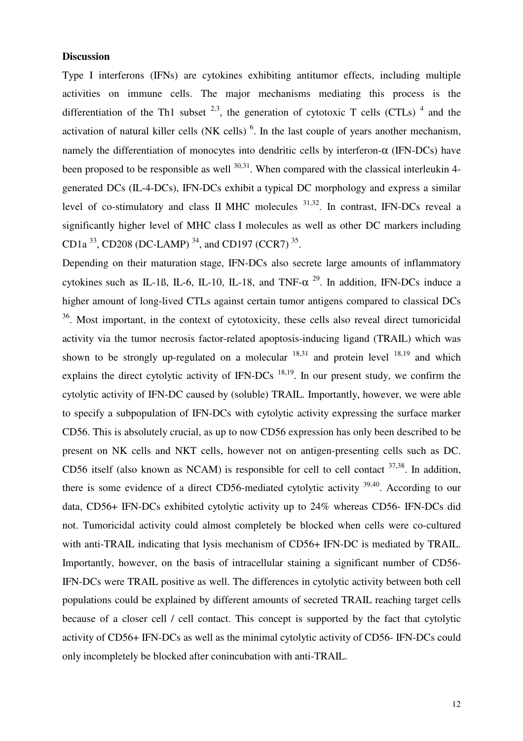**Discussion**

Type I interferons (IFNs) are cytokines exhibiting antitumor effects, including multiple activities on immune cells. The major mechanisms mediating this process is the differentiation of the Th1 subset [2,3], the generation of cytotoxic T cells (CTLs) [4] and the activation of natural killer cells (NK cells) [6]. In the last couple of years another mechanism, namely the differentiation of monocytes into dendritic cells by interferon-$\alpha$ (IFN-DCs) have been proposed to be responsible as well [30,31]. When compared with the classical interleukin 4-generated DCs (IL-4-DCs), IFN-DCs exhibit a typical DC morphology and express a similar level of co-stimulatory and class II MHC molecules [31,32]. In contrast, IFN-DCs reveal a significantly higher level of MHC class I molecules as well as other DC markers including CD1a [33], CD208 (DC-LAMP) [34], and CD197 (CCR7) [35].

Depending on their maturation stage, IFN-DCs also secrete large amounts of inflammatory cytokines such as IL-1ß, IL-6, IL-10, IL-18, and TNF-$\alpha$ [29]. In addition, IFN-DCs induce a higher amount of long-lived CTLs against certain tumor antigens compared to classical DCs [36]. Most important, in the context of cytotoxicity, these cells also reveal direct tumoricidal activity via the tumor necrosis factor-related apoptosis-inducing ligand (TRAIL) which was shown to be strongly up-regulated on a molecular [18,31] and protein level [18,19] and which explains the direct cytolytic activity of IFN-DCs [18,19]. In our present study, we confirm the cytolytic activity of IFN-DC caused by (soluble) TRAIL. Importantly, however, we were able to specify a subpopulation of IFN-DCs with cytolytic activity expressing the surface marker CD56. This is absolutely crucial, as up to now CD56 expression has only been described to be present on NK cells and NKT cells, however not on antigen-presenting cells such as DC. CD56 itself (also known as NCAM) is responsible for cell to cell contact [37,38]. In addition, there is some evidence of a direct CD56-mediated cytolytic activity [39,40]. According to our data, CD56+ IFN-DCs exhibited cytolytic activity up to 24% whereas CD56- IFN-DCs did not. Tumoricidal activity could almost completely be blocked when cells were co-cultured with anti-TRAIL indicating that lysis mechanism of CD56+ IFN-DC is mediated by TRAIL. Importantly, however, on the basis of intracellular staining a significant number of CD56- IFN-DCs were TRAIL positive as well. The differences in cytolytic activity between both cell populations could be explained by different amounts of secreted TRAIL reaching target cells because of a closer cell / cell contact. This concept is supported by the fact that cytolytic activity of CD56+ IFN-DCs as well as the minimal cytolytic activity of CD56- IFN-DCs could only incompletely be blocked after conincubation with anti-TRAIL.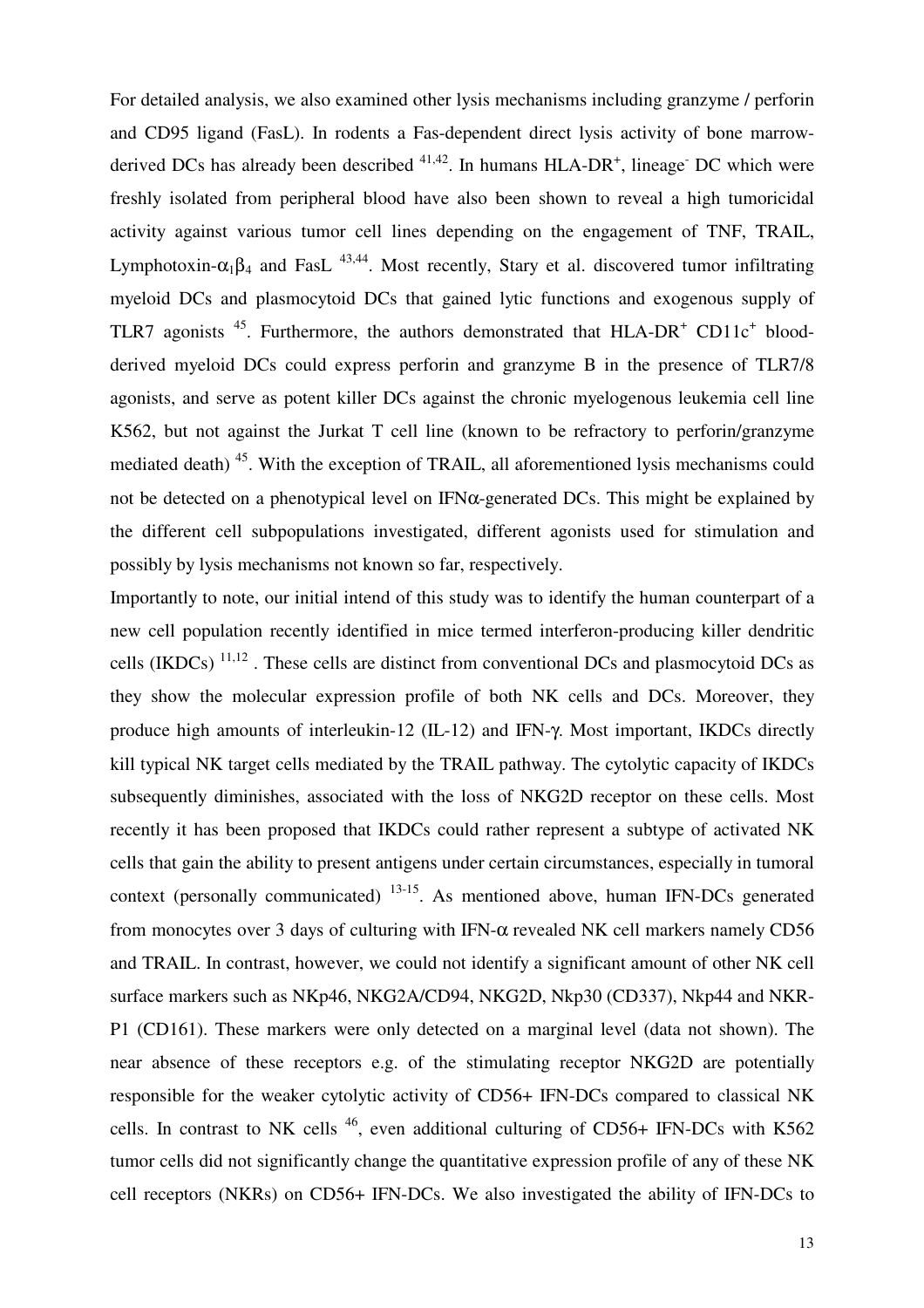For detailed analysis, we also examined other lysis mechanisms including granzyme / perforin and CD95 ligand (FasL). In rodents a Fas-dependent direct lysis activity of bone marrow-derived DCs has already been described [41,42]. In humans HLA-DR$^+$, lineage$^-$ DC which were freshly isolated from peripheral blood have also been shown to reveal a high tumoricidal activity against various tumor cell lines depending on the engagement of TNF, TRAIL, Lymphotoxin-$\alpha_1\beta_4$ and FasL [43,44]. Most recently, Stary et al. discovered tumor infiltrating myeloid DCs and plasmocytoid DCs that gained lytic functions and exogenous supply of TLR7 agonists [45]. Furthermore, the authors demonstrated that HLA-DR$^+$ CD11c$^+$ blood-derived myeloid DCs could express perforin and granzyme B in the presence of TLR7/8 agonists, and serve as potent killer DCs against the chronic myelogenous leukemia cell line K562, but not against the Jurkat T cell line (known to be refractory to perforin/granzyme mediated death) [45]. With the exception of TRAIL, all aforementioned lysis mechanisms could not be detected on a phenotypical level on IFN$\alpha$-generated DCs. This might be explained by the different cell subpopulations investigated, different agonists used for stimulation and possibly by lysis mechanisms not known so far, respectively.

Importantly to note, our initial intend of this study was to identify the human counterpart of a new cell population recently identified in mice termed interferon-producing killer dendritic cells (IKDCs) [11,12] . These cells are distinct from conventional DCs and plasmocytoid DCs as they show the molecular expression profile of both NK cells and DCs. Moreover, they produce high amounts of interleukin-12 (IL-12) and IFN-$\gamma$. Most important, IKDCs directly kill typical NK target cells mediated by the TRAIL pathway. The cytolytic capacity of IKDCs subsequently diminishes, associated with the loss of NKG2D receptor on these cells. Most recently it has been proposed that IKDCs could rather represent a subtype of activated NK cells that gain the ability to present antigens under certain circumstances, especially in tumoral context (personally communicated) [13-15]. As mentioned above, human IFN-DCs generated from monocytes over 3 days of culturing with IFN-$\alpha$ revealed NK cell markers namely CD56 and TRAIL. In contrast, however, we could not identify a significant amount of other NK cell surface markers such as NKp46, NKG2A/CD94, NKG2D, Nkp30 (CD337), Nkp44 and NKR-P1 (CD161). These markers were only detected on a marginal level (data not shown). The near absence of these receptors e.g. of the stimulating receptor NKG2D are potentially responsible for the weaker cytolytic activity of CD56+ IFN-DCs compared to classical NK cells. In contrast to NK cells [46], even additional culturing of CD56+ IFN-DCs with K562 tumor cells did not significantly change the quantitative expression profile of any of these NK cell receptors (NKRs) on CD56+ IFN-DCs. We also investigated the ability of IFN-DCs to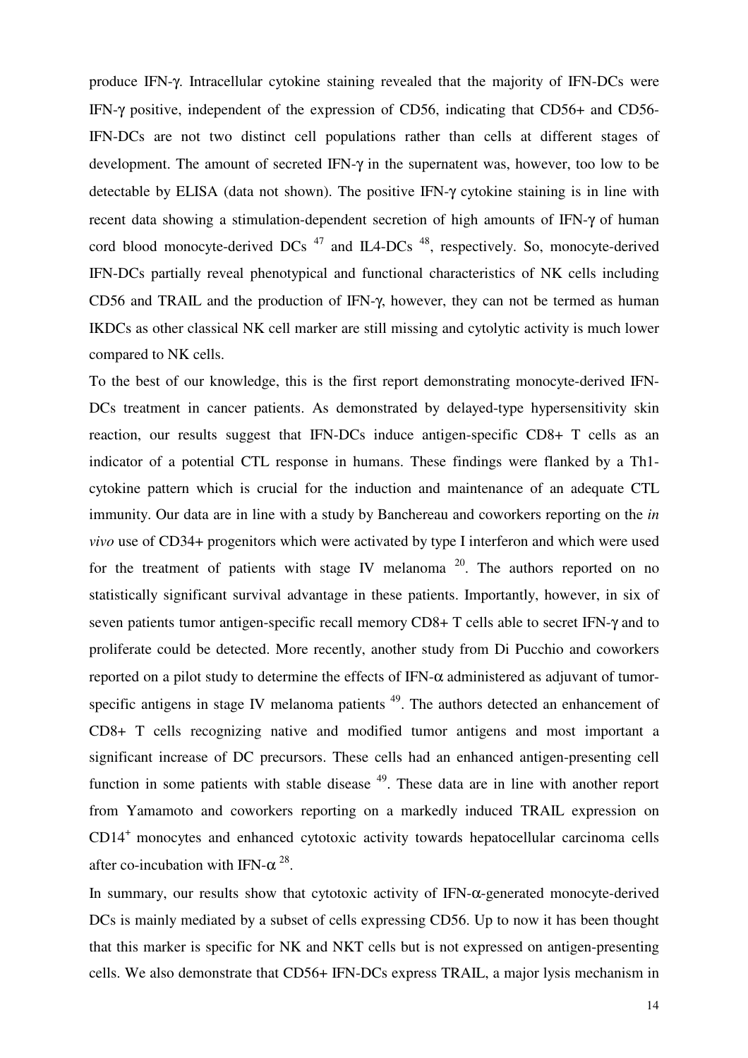produce IFN-γ. Intracellular cytokine staining revealed that the majority of IFN-DCs were IFN-γ positive, independent of the expression of CD56, indicating that CD56+ and CD56- IFN-DCs are not two distinct cell populations rather than cells at different stages of development. The amount of secreted IFN-γ in the supernatent was, however, too low to be detectable by ELISA (data not shown). The positive IFN-γ cytokine staining is in line with recent data showing a stimulation-dependent secretion of high amounts of IFN-γ of human cord blood monocyte-derived DCs [47] and IL4-DCs [48], respectively. So, monocyte-derived IFN-DCs partially reveal phenotypical and functional characteristics of NK cells including CD56 and TRAIL and the production of IFN-γ, however, they can not be termed as human IKDCs as other classical NK cell marker are still missing and cytolytic activity is much lower compared to NK cells.

To the best of our knowledge, this is the first report demonstrating monocyte-derived IFN-DCs treatment in cancer patients. As demonstrated by delayed-type hypersensitivity skin reaction, our results suggest that IFN-DCs induce antigen-specific CD8+ T cells as an indicator of a potential CTL response in humans. These findings were flanked by a Th1-cytokine pattern which is crucial for the induction and maintenance of an adequate CTL immunity. Our data are in line with a study by Banchereau and coworkers reporting on the *in vivo* use of CD34+ progenitors which were activated by type I interferon and which were used for the treatment of patients with stage IV melanoma [20]. The authors reported on no statistically significant survival advantage in these patients. Importantly, however, in six of seven patients tumor antigen-specific recall memory CD8+ T cells able to secret IFN-γ and to proliferate could be detected. More recently, another study from Di Pucchio and coworkers reported on a pilot study to determine the effects of IFN-α administered as adjuvant of tumor-specific antigens in stage IV melanoma patients [49]. The authors detected an enhancement of CD8+ T cells recognizing native and modified tumor antigens and most important a significant increase of DC precursors. These cells had an enhanced antigen-presenting cell function in some patients with stable disease [49]. These data are in line with another report from Yamamoto and coworkers reporting on a markedly induced TRAIL expression on $CD14^+$ monocytes and enhanced cytotoxic activity towards hepatocellular carcinoma cells after co-incubation with IFN-α [28].

In summary, our results show that cytotoxic activity of IFN-α-generated monocyte-derived DCs is mainly mediated by a subset of cells expressing CD56. Up to now it has been thought that this marker is specific for NK and NKT cells but is not expressed on antigen-presenting cells. We also demonstrate that CD56+ IFN-DCs express TRAIL, a major lysis mechanism in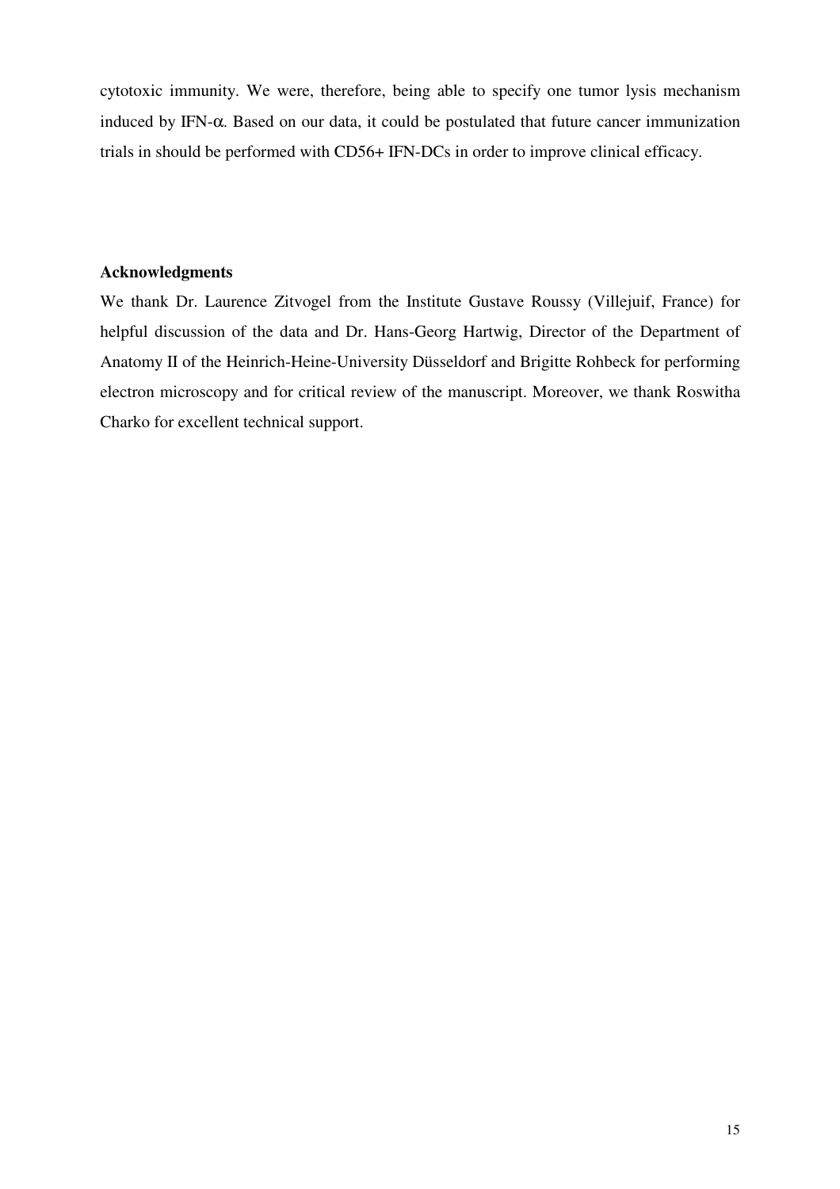cytotoxic immunity. We were, therefore, being able to specify one tumor lysis mechanism induced by IFN-$\alpha$. Based on our data, it could be postulated that future cancer immunization trials in should be performed with CD56+ IFN-DCs in order to improve clinical efficacy.

**Acknowledgments**

We thank Dr. Laurence Zitvogel from the Institute Gustave Roussy (Villejuif, France) for helpful discussion of the data and Dr. Hans-Georg Hartwig, Director of the Department of Anatomy II of the Heinrich-Heine-University Düsseldorf and Brigitte Rohbeck for performing electron microscopy and for critical review of the manuscript. Moreover, we thank Roswitha Charko for excellent technical support.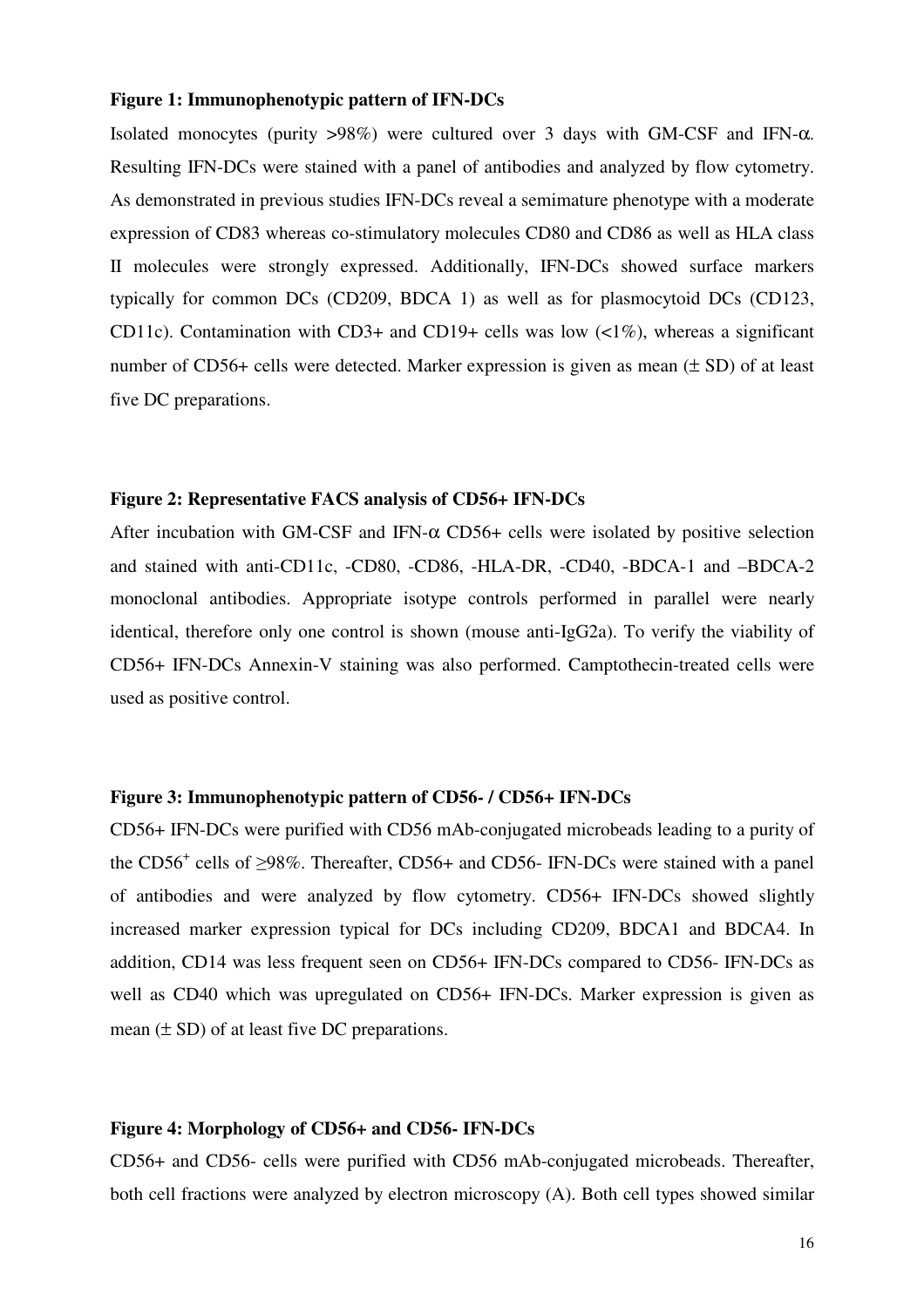**Figure 1: Immunophenotypic pattern of IFN-DCs**

Isolated monocytes (purity >98%) were cultured over 3 days with GM-CSF and IFN-α. Resulting IFN-DCs were stained with a panel of antibodies and analyzed by flow cytometry. As demonstrated in previous studies IFN-DCs reveal a semimature phenotype with a moderate expression of CD83 whereas co-stimulatory molecules CD80 and CD86 as well as HLA class II molecules were strongly expressed. Additionally, IFN-DCs showed surface markers typically for common DCs (CD209, BDCA 1) as well as for plasmocytoid DCs (CD123, CD11c). Contamination with CD3+ and CD19+ cells was low (<1%), whereas a significant number of CD56+ cells were detected. Marker expression is given as mean (± SD) of at least five DC preparations.

**Figure 2: Representative FACS analysis of CD56+ IFN-DCs**

After incubation with GM-CSF and IFN-α CD56+ cells were isolated by positive selection and stained with anti-CD11c, -CD80, -CD86, -HLA-DR, -CD40, -BDCA-1 and –BDCA-2 monoclonal antibodies. Appropriate isotype controls performed in parallel were nearly identical, therefore only one control is shown (mouse anti-IgG2a). To verify the viability of CD56+ IFN-DCs Annexin-V staining was also performed. Camptothecin-treated cells were used as positive control.

**Figure 3: Immunophenotypic pattern of CD56- / CD56+ IFN-DCs**

CD56+ IFN-DCs were purified with CD56 mAb-conjugated microbeads leading to a purity of the $CD56^{+}$ cells of ≥98%. Thereafter, CD56+ and CD56- IFN-DCs were stained with a panel of antibodies and were analyzed by flow cytometry. CD56+ IFN-DCs showed slightly increased marker expression typical for DCs including CD209, BDCA1 and BDCA4. In addition, CD14 was less frequent seen on CD56+ IFN-DCs compared to CD56- IFN-DCs as well as CD40 which was upregulated on CD56+ IFN-DCs. Marker expression is given as mean (± SD) of at least five DC preparations.

**Figure 4: Morphology of CD56+ and CD56- IFN-DCs**

CD56+ and CD56- cells were purified with CD56 mAb-conjugated microbeads. Thereafter, both cell fractions were analyzed by electron microscopy (A). Both cell types showed similar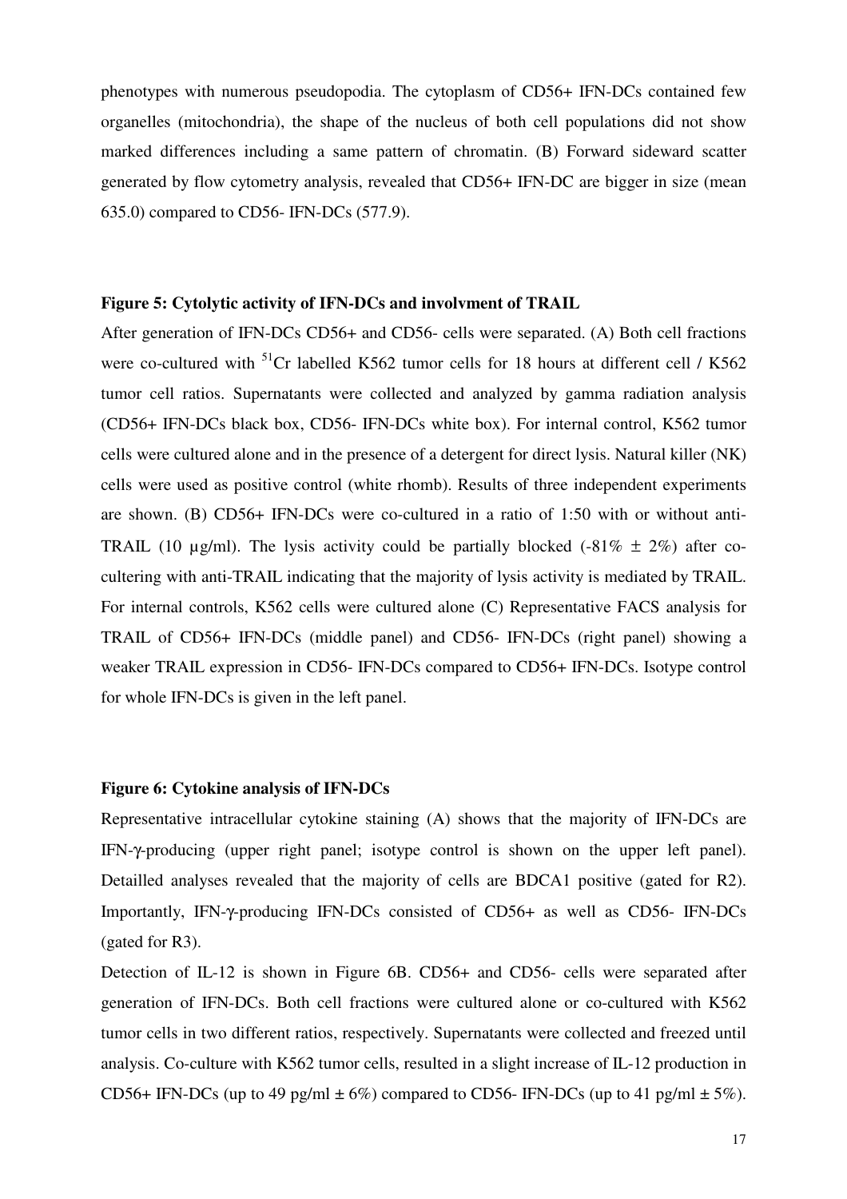phenotypes with numerous pseudopodia. The cytoplasm of CD56+ IFN-DCs contained few organelles (mitochondria), the shape of the nucleus of both cell populations did not show marked differences including a same pattern of chromatin. (B) Forward sideward scatter generated by flow cytometry analysis, revealed that CD56+ IFN-DC are bigger in size (mean 635.0) compared to CD56- IFN-DCs (577.9).

**Figure 5: Cytolytic activity of IFN-DCs and involvment of TRAIL**

After generation of IFN-DCs CD56+ and CD56- cells were separated. (A) Both cell fractions were co-cultured with $^{51}$Cr labelled K562 tumor cells for 18 hours at different cell / K562 tumor cell ratios. Supernatants were collected and analyzed by gamma radiation analysis (CD56+ IFN-DCs black box, CD56- IFN-DCs white box). For internal control, K562 tumor cells were cultured alone and in the presence of a detergent for direct lysis. Natural killer (NK) cells were used as positive control (white rhomb). Results of three independent experiments are shown. (B) CD56+ IFN-DCs were co-cultured in a ratio of 1:50 with or without anti-TRAIL (10 µg/ml). The lysis activity could be partially blocked (-81% ± 2%) after co-cultering with anti-TRAIL indicating that the majority of lysis activity is mediated by TRAIL. For internal controls, K562 cells were cultured alone (C) Representative FACS analysis for TRAIL of CD56+ IFN-DCs (middle panel) and CD56- IFN-DCs (right panel) showing a weaker TRAIL expression in CD56- IFN-DCs compared to CD56+ IFN-DCs. Isotype control for whole IFN-DCs is given in the left panel.

**Figure 6: Cytokine analysis of IFN-DCs**

Representative intracellular cytokine staining (A) shows that the majority of IFN-DCs are IFN-γ-producing (upper right panel; isotype control is shown on the upper left panel). Detailled analyses revealed that the majority of cells are BDCA1 positive (gated for R2). Importantly, IFN-γ-producing IFN-DCs consisted of CD56+ as well as CD56- IFN-DCs (gated for R3).

Detection of IL-12 is shown in Figure 6B. CD56+ and CD56- cells were separated after generation of IFN-DCs. Both cell fractions were cultured alone or co-cultured with K562 tumor cells in two different ratios, respectively. Supernatants were collected and freezed until analysis. Co-culture with K562 tumor cells, resulted in a slight increase of IL-12 production in CD56+ IFN-DCs (up to 49 pg/ml ± 6%) compared to CD56- IFN-DCs (up to 41 pg/ml ± 5%).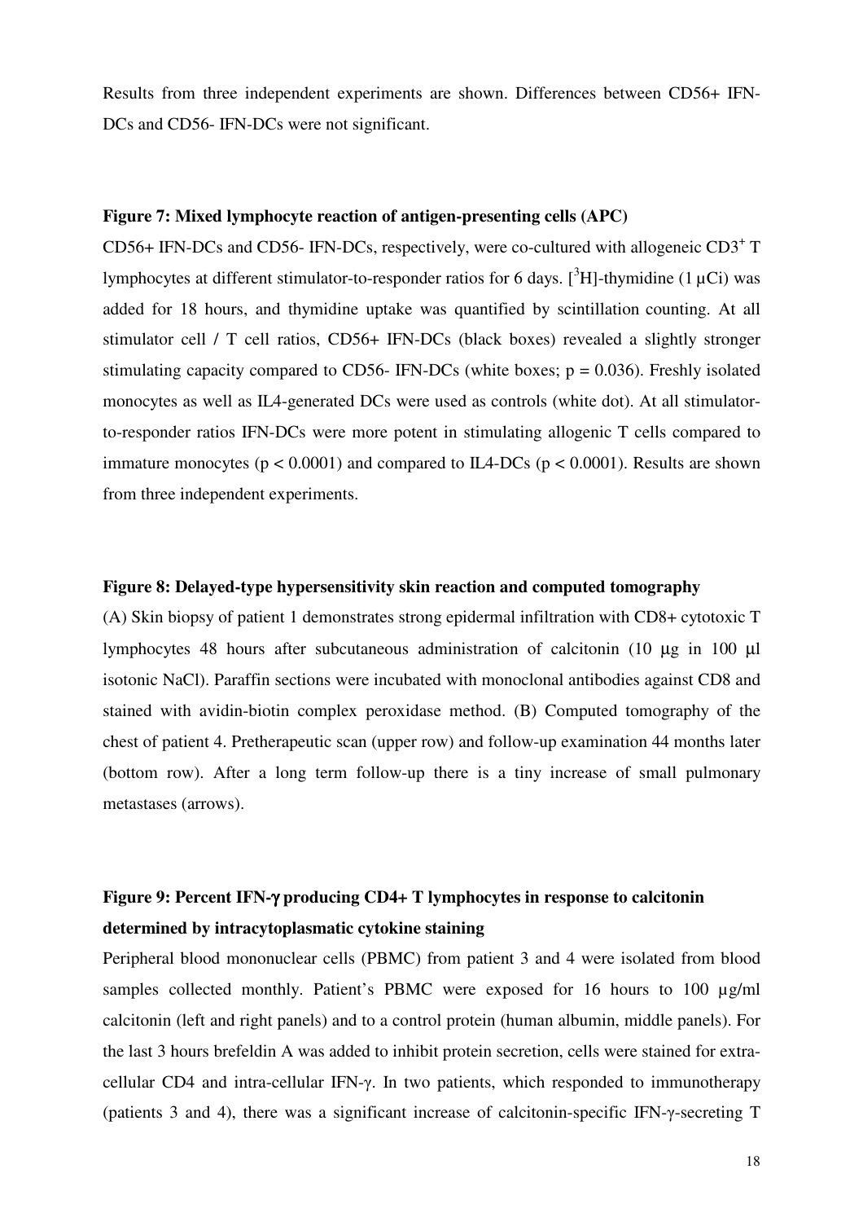Results from three independent experiments are shown. Differences between CD56+ IFN-DCs and CD56- IFN-DCs were not significant.

**Figure 7: Mixed lymphocyte reaction of antigen-presenting cells (APC)**

CD56+ IFN-DCs and CD56- IFN-DCs, respectively, were co-cultured with allogeneic $CD3^+$ T lymphocytes at different stimulator-to-responder ratios for 6 days. [$^3$H]-thymidine (1 µCi) was added for 18 hours, and thymidine uptake was quantified by scintillation counting. At all stimulator cell / T cell ratios, CD56+ IFN-DCs (black boxes) revealed a slightly stronger stimulating capacity compared to CD56- IFN-DCs (white boxes; $p = 0.036$). Freshly isolated monocytes as well as IL4-generated DCs were used as controls (white dot). At all stimulator-to-responder ratios IFN-DCs were more potent in stimulating allogenic T cells compared to immature monocytes ($p < 0.0001$) and compared to IL4-DCs ($p < 0.0001$). Results are shown from three independent experiments.

**Figure 8: Delayed-type hypersensitivity skin reaction and computed tomography**

(A) Skin biopsy of patient 1 demonstrates strong epidermal infiltration with CD8+ cytotoxic T lymphocytes 48 hours after subcutaneous administration of calcitonin (10 µg in 100 µl isotonic NaCl). Paraffin sections were incubated with monoclonal antibodies against CD8 and stained with avidin-biotin complex peroxidase method. (B) Computed tomography of the chest of patient 4. Pretherapeutic scan (upper row) and follow-up examination 44 months later (bottom row). After a long term follow-up there is a tiny increase of small pulmonary metastases (arrows).

**Figure 9: Percent IFN-γ producing CD4+ T lymphocytes in response to calcitonin determined by intracytoplasmatic cytokine staining**

Peripheral blood mononuclear cells (PBMC) from patient 3 and 4 were isolated from blood samples collected monthly. Patient's PBMC were exposed for 16 hours to 100 µg/ml calcitonin (left and right panels) and to a control protein (human albumin, middle panels). For the last 3 hours brefeldin A was added to inhibit protein secretion, cells were stained for extra-cellular CD4 and intra-cellular IFN-γ. In two patients, which responded to immunotherapy (patients 3 and 4), there was a significant increase of calcitonin-specific IFN-γ-secreting T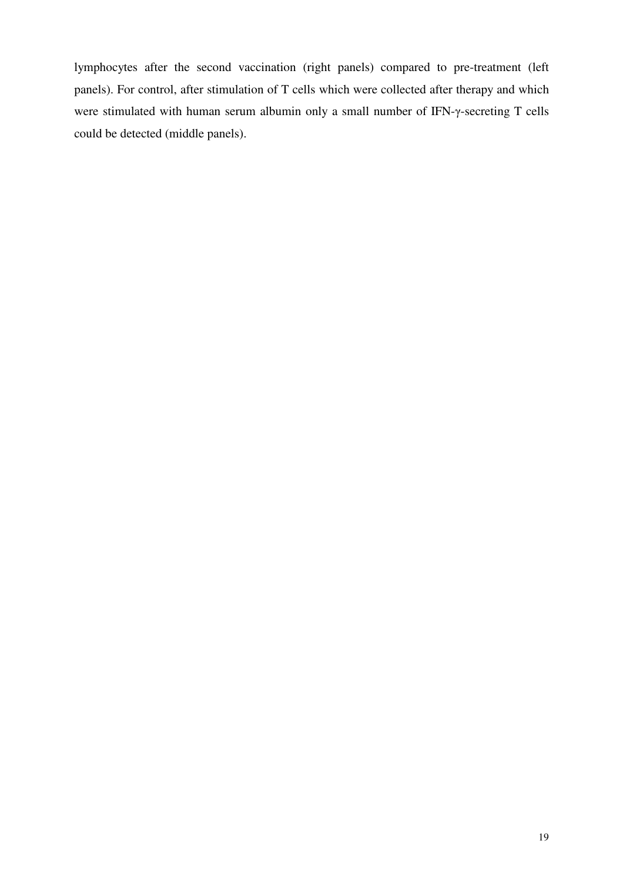lymphocytes after the second vaccination (right panels) compared to pre-treatment (left panels). For control, after stimulation of T cells which were collected after therapy and which were stimulated with human serum albumin only a small number of IFN-γ-secreting T cells could be detected (middle panels).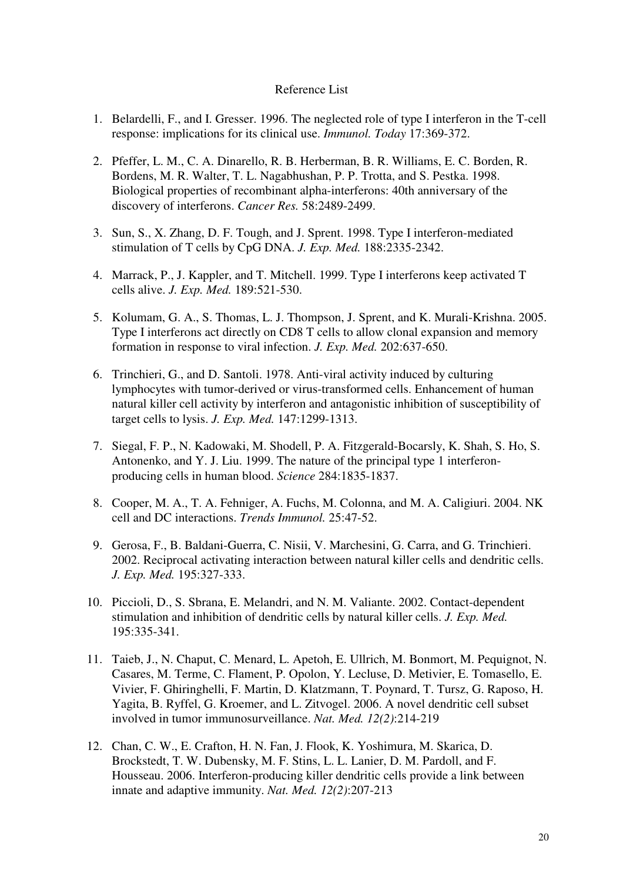# Reference List

1. Belardelli, F., and I. Gresser. 1996. The neglected role of type I interferon in the T-cell response: implications for its clinical use. *Immunol. Today* 17:369-372.

2. Pfeffer, L. M., C. A. Dinarello, R. B. Herberman, B. R. Williams, E. C. Borden, R. Bordens, M. R. Walter, T. L. Nagabhushan, P. P. Trotta, and S. Pestka. 1998. Biological properties of recombinant alpha-interferons: 40th anniversary of the discovery of interferons. *Cancer Res.* 58:2489-2499.

3. Sun, S., X. Zhang, D. F. Tough, and J. Sprent. 1998. Type I interferon-mediated stimulation of T cells by CpG DNA. *J. Exp. Med.* 188:2335-2342.

4. Marrack, P., J. Kappler, and T. Mitchell. 1999. Type I interferons keep activated T cells alive. *J. Exp. Med.* 189:521-530.

5. Kolumam, G. A., S. Thomas, L. J. Thompson, J. Sprent, and K. Murali-Krishna. 2005. Type I interferons act directly on CD8 T cells to allow clonal expansion and memory formation in response to viral infection. *J. Exp. Med.* 202:637-650.

6. Trinchieri, G., and D. Santoli. 1978. Anti-viral activity induced by culturing lymphocytes with tumor-derived or virus-transformed cells. Enhancement of human natural killer cell activity by interferon and antagonistic inhibition of susceptibility of target cells to lysis. *J. Exp. Med.* 147:1299-1313.

7. Siegal, F. P., N. Kadowaki, M. Shodell, P. A. Fitzgerald-Bocarsly, K. Shah, S. Ho, S. Antonenko, and Y. J. Liu. 1999. The nature of the principal type 1 interferon-producing cells in human blood. *Science* 284:1835-1837.

8. Cooper, M. A., T. A. Fehniger, A. Fuchs, M. Colonna, and M. A. Caligiuri. 2004. NK cell and DC interactions. *Trends Immunol.* 25:47-52.

9. Gerosa, F., B. Baldani-Guerra, C. Nisii, V. Marchesini, G. Carra, and G. Trinchieri. 2002. Reciprocal activating interaction between natural killer cells and dendritic cells. *J. Exp. Med.* 195:327-333.

10. Piccioli, D., S. Sbrana, E. Melandri, and N. M. Valiante. 2002. Contact-dependent stimulation and inhibition of dendritic cells by natural killer cells. *J. Exp. Med.* 195:335-341.

11. Taieb, J., N. Chaput, C. Menard, L. Apetoh, E. Ullrich, M. Bonmort, M. Pequignot, N. Casares, M. Terme, C. Flament, P. Opolon, Y. Lecluse, D. Metivier, E. Tomasello, E. Vivier, F. Ghiringhelli, F. Martin, D. Klatzmann, T. Poynard, T. Tursz, G. Raposo, H. Yagita, B. Ryffel, G. Kroemer, and L. Zitvogel. 2006. A novel dendritic cell subset involved in tumor immunosurveillance. *Nat. Med. 12(2)*:214-219

12. Chan, C. W., E. Crafton, H. N. Fan, J. Flook, K. Yoshimura, M. Skarica, D. Brockstedt, T. W. Dubensky, M. F. Stins, L. L. Lanier, D. M. Pardoll, and F. Housseau. 2006. Interferon-producing killer dendritic cells provide a link between innate and adaptive immunity. *Nat. Med. 12(2)*:207-213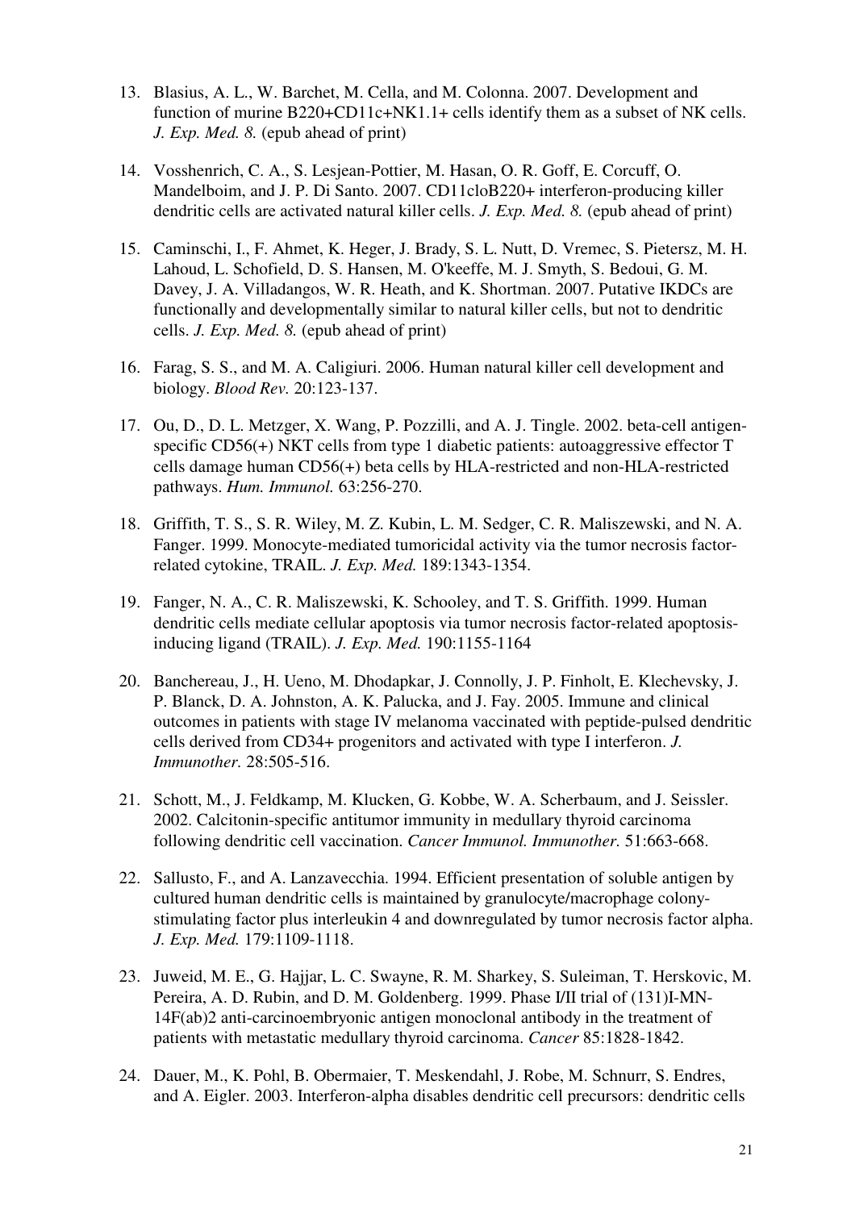13. Blasius, A. L., W. Barchet, M. Cella, and M. Colonna. 2007. Development and function of murine B220+CD11c+NK1.1+ cells identify them as a subset of NK cells. *J. Exp. Med. 8.* (epub ahead of print)

14. Vosshenrich, C. A., S. Lesjean-Pottier, M. Hasan, O. R. Goff, E. Corcuff, O. Mandelboim, and J. P. Di Santo. 2007. CD11cloB220+ interferon-producing killer dendritic cells are activated natural killer cells. *J. Exp. Med. 8.* (epub ahead of print)

15. Caminschi, I., F. Ahmet, K. Heger, J. Brady, S. L. Nutt, D. Vremec, S. Pietersz, M. H. Lahoud, L. Schofield, D. S. Hansen, M. O'keeffe, M. J. Smyth, S. Bedoui, G. M. Davey, J. A. Villadangos, W. R. Heath, and K. Shortman. 2007. Putative IKDCs are functionally and developmentally similar to natural killer cells, but not to dendritic cells. *J. Exp. Med. 8.* (epub ahead of print)

16. Farag, S. S., and M. A. Caligiuri. 2006. Human natural killer cell development and biology. *Blood Rev.* 20:123-137.

17. Ou, D., D. L. Metzger, X. Wang, P. Pozzilli, and A. J. Tingle. 2002. beta-cell antigen-specific CD56(+) NKT cells from type 1 diabetic patients: autoaggressive effector T cells damage human CD56(+) beta cells by HLA-restricted and non-HLA-restricted pathways. *Hum. Immunol.* 63:256-270.

18. Griffith, T. S., S. R. Wiley, M. Z. Kubin, L. M. Sedger, C. R. Maliszewski, and N. A. Fanger. 1999. Monocyte-mediated tumoricidal activity via the tumor necrosis factor-related cytokine, TRAIL. *J. Exp. Med.* 189:1343-1354.

19. Fanger, N. A., C. R. Maliszewski, K. Schooley, and T. S. Griffith. 1999. Human dendritic cells mediate cellular apoptosis via tumor necrosis factor-related apoptosis-inducing ligand (TRAIL). *J. Exp. Med.* 190:1155-1164

20. Banchereau, J., H. Ueno, M. Dhodapkar, J. Connolly, J. P. Finholt, E. Klechevsky, J. P. Blanck, D. A. Johnston, A. K. Palucka, and J. Fay. 2005. Immune and clinical outcomes in patients with stage IV melanoma vaccinated with peptide-pulsed dendritic cells derived from CD34+ progenitors and activated with type I interferon. *J. Immunother.* 28:505-516.

21. Schott, M., J. Feldkamp, M. Klucken, G. Kobbe, W. A. Scherbaum, and J. Seissler. 2002. Calcitonin-specific antitumor immunity in medullary thyroid carcinoma following dendritic cell vaccination. *Cancer Immunol. Immunother.* 51:663-668.

22. Sallusto, F., and A. Lanzavecchia. 1994. Efficient presentation of soluble antigen by cultured human dendritic cells is maintained by granulocyte/macrophage colony-stimulating factor plus interleukin 4 and downregulated by tumor necrosis factor alpha. *J. Exp. Med.* 179:1109-1118.

23. Juweid, M. E., G. Hajjar, L. C. Swayne, R. M. Sharkey, S. Suleiman, T. Herskovic, M. Pereira, A. D. Rubin, and D. M. Goldenberg. 1999. Phase I/II trial of (131)I-MN-14F(ab)2 anti-carcinoembryonic antigen monoclonal antibody in the treatment of patients with metastatic medullary thyroid carcinoma. *Cancer* 85:1828-1842.

24. Dauer, M., K. Pohl, B. Obermaier, T. Meskendahl, J. Robe, M. Schnurr, S. Endres, and A. Eigler. 2003. Interferon-alpha disables dendritic cell precursors: dendritic cells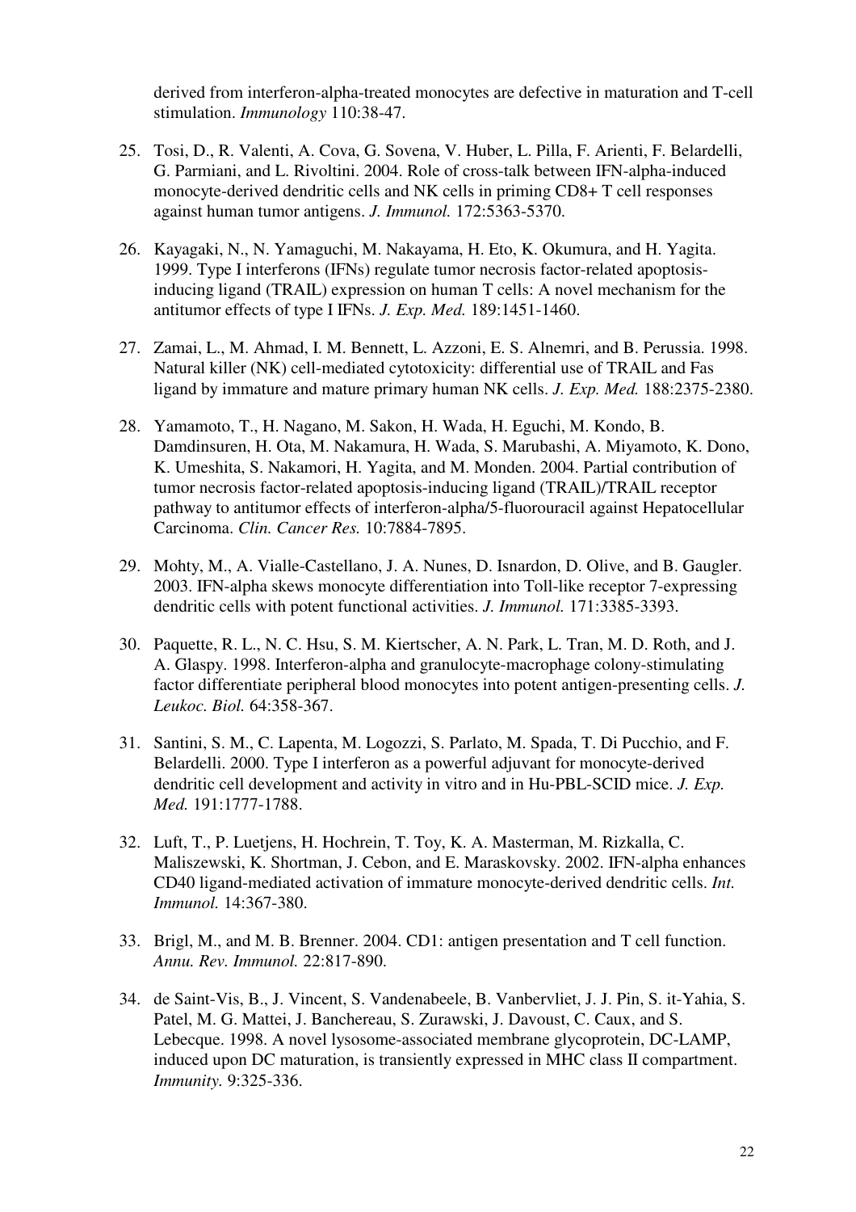derived from interferon-alpha-treated monocytes are defective in maturation and T-cell stimulation. *Immunology* 110:38-47.

25. Tosi, D., R. Valenti, A. Cova, G. Sovena, V. Huber, L. Pilla, F. Arienti, F. Belardelli, G. Parmiani, and L. Rivoltini. 2004. Role of cross-talk between IFN-alpha-induced monocyte-derived dendritic cells and NK cells in priming CD8+ T cell responses against human tumor antigens. *J. Immunol.* 172:5363-5370.

26. Kayagaki, N., N. Yamaguchi, M. Nakayama, H. Eto, K. Okumura, and H. Yagita. 1999. Type I interferons (IFNs) regulate tumor necrosis factor-related apoptosis-inducing ligand (TRAIL) expression on human T cells: A novel mechanism for the antitumor effects of type I IFNs. *J. Exp. Med.* 189:1451-1460.

27. Zamai, L., M. Ahmad, I. M. Bennett, L. Azzoni, E. S. Alnemri, and B. Perussia. 1998. Natural killer (NK) cell-mediated cytotoxicity: differential use of TRAIL and Fas ligand by immature and mature primary human NK cells. *J. Exp. Med.* 188:2375-2380.

28. Yamamoto, T., H. Nagano, M. Sakon, H. Wada, H. Eguchi, M. Kondo, B. Damdinsuren, H. Ota, M. Nakamura, H. Wada, S. Marubashi, A. Miyamoto, K. Dono, K. Umeshita, S. Nakamori, H. Yagita, and M. Monden. 2004. Partial contribution of tumor necrosis factor-related apoptosis-inducing ligand (TRAIL)/TRAIL receptor pathway to antitumor effects of interferon-alpha/5-fluorouracil against Hepatocellular Carcinoma. *Clin. Cancer Res.* 10:7884-7895.

29. Mohty, M., A. Vialle-Castellano, J. A. Nunes, D. Isnardon, D. Olive, and B. Gaugler. 2003. IFN-alpha skews monocyte differentiation into Toll-like receptor 7-expressing dendritic cells with potent functional activities. *J. Immunol.* 171:3385-3393.

30. Paquette, R. L., N. C. Hsu, S. M. Kiertscher, A. N. Park, L. Tran, M. D. Roth, and J. A. Glaspy. 1998. Interferon-alpha and granulocyte-macrophage colony-stimulating factor differentiate peripheral blood monocytes into potent antigen-presenting cells. *J. Leukoc. Biol.* 64:358-367.

31. Santini, S. M., C. Lapenta, M. Logozzi, S. Parlato, M. Spada, T. Di Pucchio, and F. Belardelli. 2000. Type I interferon as a powerful adjuvant for monocyte-derived dendritic cell development and activity in vitro and in Hu-PBL-SCID mice. *J. Exp. Med.* 191:1777-1788.

32. Luft, T., P. Luetjens, H. Hochrein, T. Toy, K. A. Masterman, M. Rizkalla, C. Maliszewski, K. Shortman, J. Cebon, and E. Maraskovsky. 2002. IFN-alpha enhances CD40 ligand-mediated activation of immature monocyte-derived dendritic cells. *Int. Immunol.* 14:367-380.

33. Brigl, M., and M. B. Brenner. 2004. CD1: antigen presentation and T cell function. *Annu. Rev. Immunol.* 22:817-890.

34. de Saint-Vis, B., J. Vincent, S. Vandenabeele, B. Vanbervliet, J. J. Pin, S. it-Yahia, S. Patel, M. G. Mattei, J. Banchereau, S. Zurawski, J. Davoust, C. Caux, and S. Lebecque. 1998. A novel lysosome-associated membrane glycoprotein, DC-LAMP, induced upon DC maturation, is transiently expressed in MHC class II compartment. *Immunity.* 9:325-336.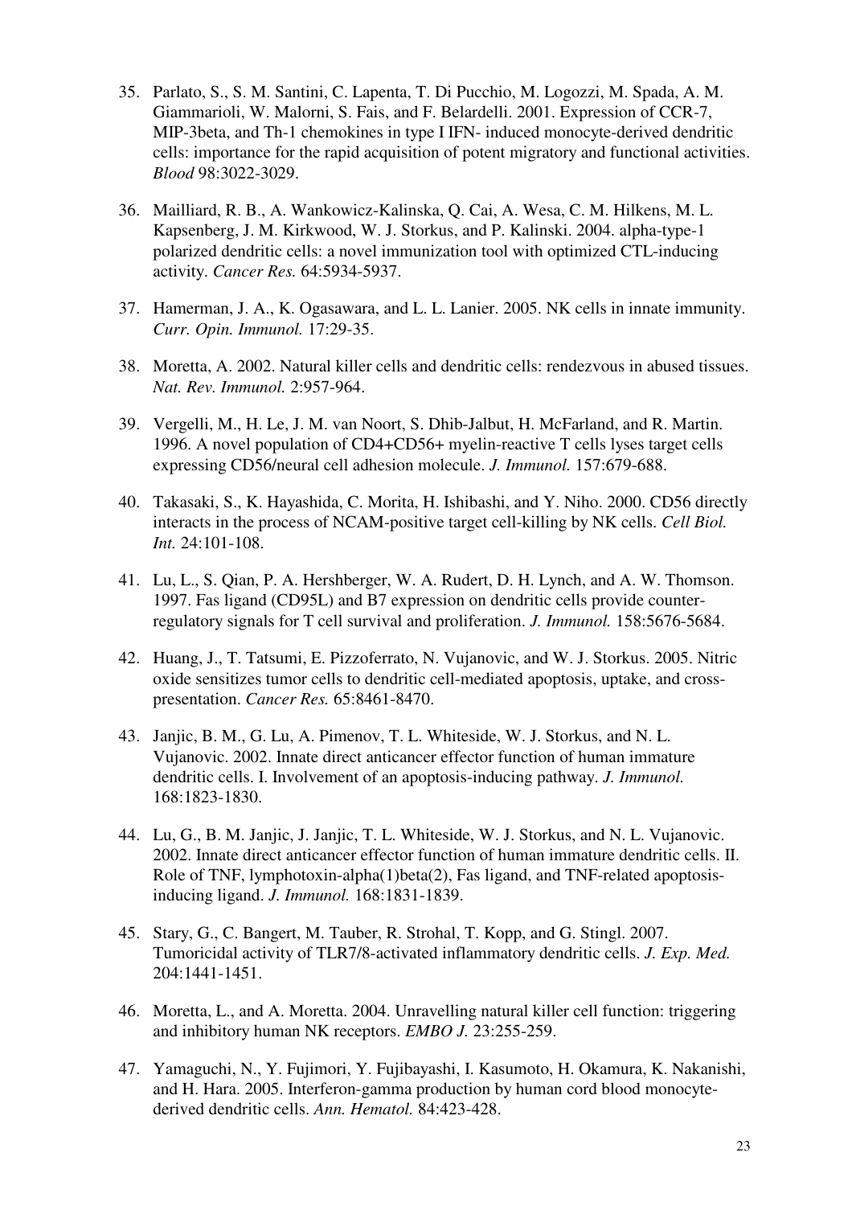35. Parlato, S., S. M. Santini, C. Lapenta, T. Di Pucchio, M. Logozzi, M. Spada, A. M. Giammarioli, W. Malorni, S. Fais, and F. Belardelli. 2001. Expression of CCR-7, MIP-3beta, and Th-1 chemokines in type I IFN- induced monocyte-derived dendritic cells: importance for the rapid acquisition of potent migratory and functional activities. *Blood* 98:3022-3029.

36. Mailliard, R. B., A. Wankowicz-Kalinska, Q. Cai, A. Wesa, C. M. Hilkens, M. L. Kapsenberg, J. M. Kirkwood, W. J. Storkus, and P. Kalinski. 2004. alpha-type-1 polarized dendritic cells: a novel immunization tool with optimized CTL-inducing activity. *Cancer Res.* 64:5934-5937.

37. Hamerman, J. A., K. Ogasawara, and L. L. Lanier. 2005. NK cells in innate immunity. *Curr. Opin. Immunol.* 17:29-35.

38. Moretta, A. 2002. Natural killer cells and dendritic cells: rendezvous in abused tissues. *Nat. Rev. Immunol.* 2:957-964.

39. Vergelli, M., H. Le, J. M. van Noort, S. Dhib-Jalbut, H. McFarland, and R. Martin. 1996. A novel population of CD4+CD56+ myelin-reactive T cells lyses target cells expressing CD56/neural cell adhesion molecule. *J. Immunol.* 157:679-688.

40. Takasaki, S., K. Hayashida, C. Morita, H. Ishibashi, and Y. Niho. 2000. CD56 directly interacts in the process of NCAM-positive target cell-killing by NK cells. *Cell Biol. Int.* 24:101-108.

41. Lu, L., S. Qian, P. A. Hershberger, W. A. Rudert, D. H. Lynch, and A. W. Thomson. 1997. Fas ligand (CD95L) and B7 expression on dendritic cells provide counter-regulatory signals for T cell survival and proliferation. *J. Immunol.* 158:5676-5684.

42. Huang, J., T. Tatsumi, E. Pizzoferrato, N. Vujanovic, and W. J. Storkus. 2005. Nitric oxide sensitizes tumor cells to dendritic cell-mediated apoptosis, uptake, and cross-presentation. *Cancer Res.* 65:8461-8470.

43. Janjic, B. M., G. Lu, A. Pimenov, T. L. Whiteside, W. J. Storkus, and N. L. Vujanovic. 2002. Innate direct anticancer effector function of human immature dendritic cells. I. Involvement of an apoptosis-inducing pathway. *J. Immunol.* 168:1823-1830.

44. Lu, G., B. M. Janjic, J. Janjic, T. L. Whiteside, W. J. Storkus, and N. L. Vujanovic. 2002. Innate direct anticancer effector function of human immature dendritic cells. II. Role of TNF, lymphotoxin-alpha(1)beta(2), Fas ligand, and TNF-related apoptosis-inducing ligand. *J. Immunol.* 168:1831-1839.

45. Stary, G., C. Bangert, M. Tauber, R. Strohal, T. Kopp, and G. Stingl. 2007. Tumoricidal activity of TLR7/8-activated inflammatory dendritic cells. *J. Exp. Med.* 204:1441-1451.

46. Moretta, L., and A. Moretta. 2004. Unravelling natural killer cell function: triggering and inhibitory human NK receptors. *EMBO J.* 23:255-259.

47. Yamaguchi, N., Y. Fujimori, Y. Fujibayashi, I. Kasumoto, H. Okamura, K. Nakanishi, and H. Hara. 2005. Interferon-gamma production by human cord blood monocyte-derived dendritic cells. *Ann. Hematol.* 84:423-428.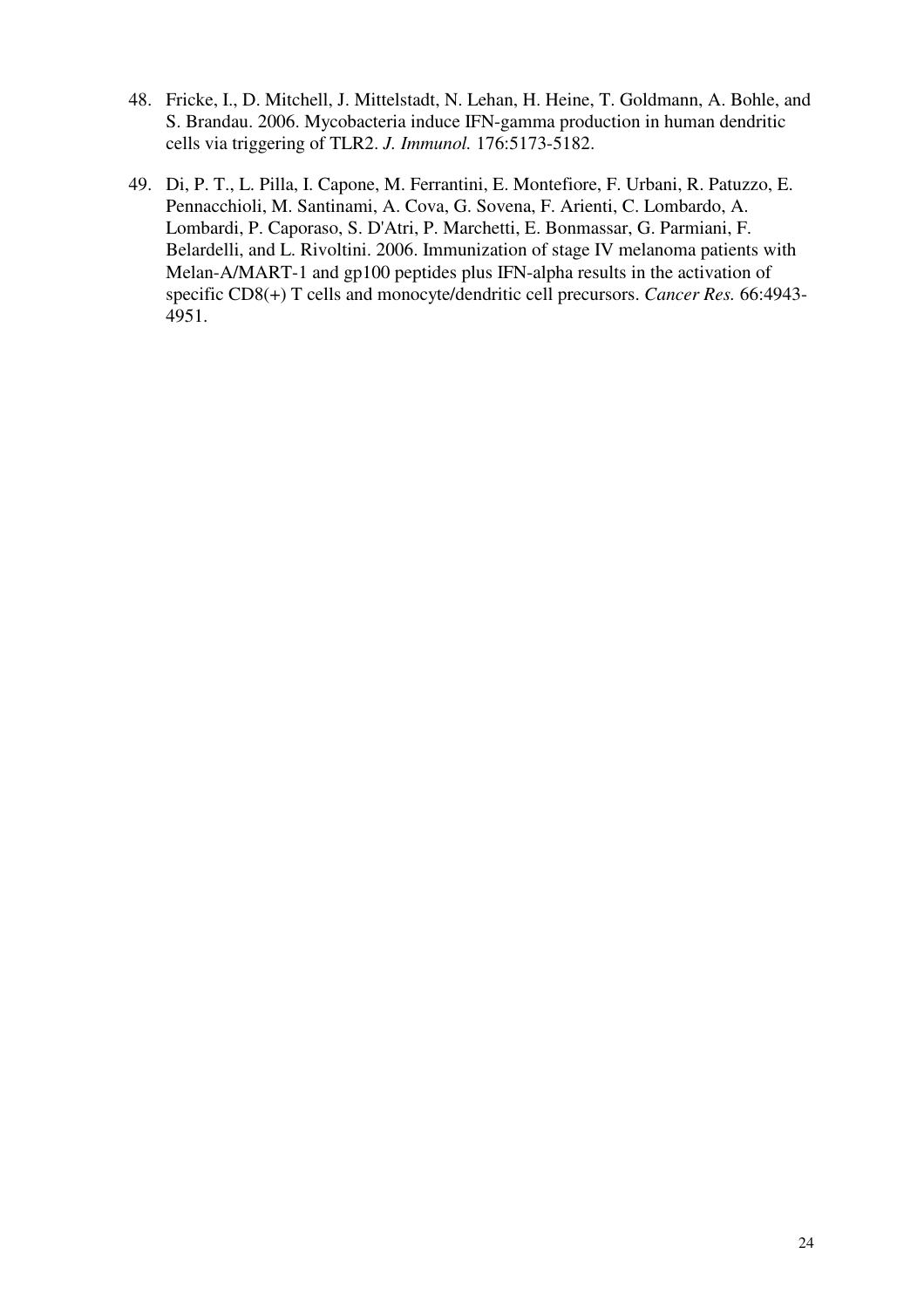48. Fricke, I., D. Mitchell, J. Mittelstadt, N. Lehan, H. Heine, T. Goldmann, A. Bohle, and S. Brandau. 2006. Mycobacteria induce IFN-gamma production in human dendritic cells via triggering of TLR2. *J. Immunol.* 176:5173-5182.

49. Di, P. T., L. Pilla, I. Capone, M. Ferrantini, E. Montefiore, F. Urbani, R. Patuzzo, E. Pennacchioli, M. Santinami, A. Cova, G. Sovena, F. Arienti, C. Lombardo, A. Lombardi, P. Caporaso, S. D'Atri, P. Marchetti, E. Bonmassar, G. Parmiani, F. Belardelli, and L. Rivoltini. 2006. Immunization of stage IV melanoma patients with Melan-A/MART-1 and gp100 peptides plus IFN-alpha results in the activation of specific CD8(+) T cells and monocyte/dendritic cell precursors. *Cancer Res.* 66:4943-4951.